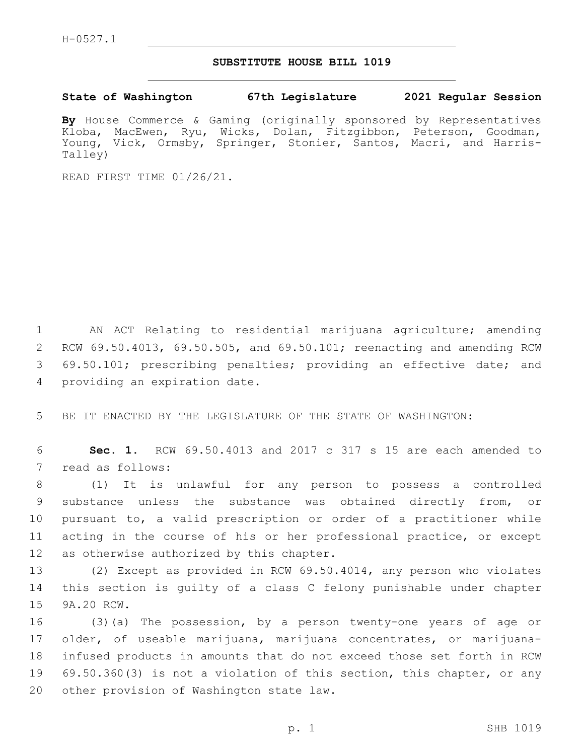H-0527.1

# SUBSTITUTE HOUSE BILL 1019

**State of Washington 67th Legislature 2021 Regular Session**

**By** House Commerce & Gaming (originally sponsored by Representatives Kloba, MacEwen, Ryu, Wicks, Dolan, Fitzgibbon, Peterson, Goodman, Young, Vick, Ormsby, Springer, Stonier, Santos, Macri, and Harris-Talley)

READ FIRST TIME 01/26/21.

AN ACT Relating to residential marijuana agriculture; amending RCW 69.50.4013, 69.50.505, and 69.50.101; reenacting and amending RCW 69.50.101; prescribing penalties; providing an effective date; and providing an expiration date.

BE IT ENACTED BY THE LEGISLATURE OF THE STATE OF WASHINGTON:

**Sec. 1.** RCW 69.50.4013 and 2017 c 317 s 15 are each amended to read as follows:

(1) It is unlawful for any person to possess a controlled substance unless the substance was obtained directly from, or pursuant to, a valid prescription or order of a practitioner while acting in the course of his or her professional practice, or except as otherwise authorized by this chapter.

(2) Except as provided in RCW 69.50.4014, any person who violates this section is guilty of a class C felony punishable under chapter 9A.20 RCW.

(3)(a) The possession, by a person twenty-one years of age or older, of useable marijuana, marijuana concentrates, or marijuana-infused products in amounts that do not exceed those set forth in RCW 69.50.360(3) is not a violation of this section, this chapter, or any other provision of Washington state law.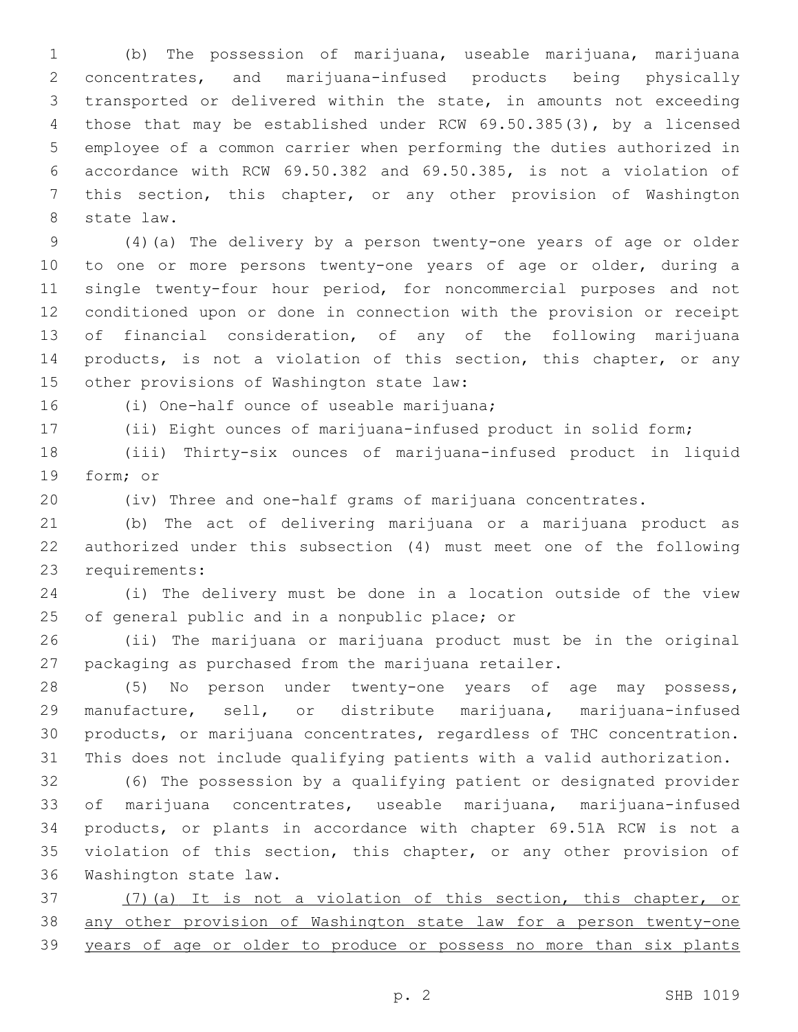(b) The possession of marijuana, useable marijuana, marijuana concentrates, and marijuana-infused products being physically transported or delivered within the state, in amounts not exceeding those that may be established under RCW 69.50.385(3), by a licensed employee of a common carrier when performing the duties authorized in accordance with RCW 69.50.382 and 69.50.385, is not a violation of this section, this chapter, or any other provision of Washington state law.

(4)(a) The delivery by a person twenty-one years of age or older to one or more persons twenty-one years of age or older, during a single twenty-four hour period, for noncommercial purposes and not conditioned upon or done in connection with the provision or receipt of financial consideration, of any of the following marijuana products, is not a violation of this section, this chapter, or any other provisions of Washington state law:

(i) One-half ounce of useable marijuana;

(ii) Eight ounces of marijuana-infused product in solid form;

(iii) Thirty-six ounces of marijuana-infused product in liquid form; or

(iv) Three and one-half grams of marijuana concentrates.

(b) The act of delivering marijuana or a marijuana product as authorized under this subsection (4) must meet one of the following requirements:

(i) The delivery must be done in a location outside of the view of general public and in a nonpublic place; or

(ii) The marijuana or marijuana product must be in the original packaging as purchased from the marijuana retailer.

(5) No person under twenty-one years of age may possess, manufacture, sell, or distribute marijuana, marijuana-infused products, or marijuana concentrates, regardless of THC concentration. This does not include qualifying patients with a valid authorization.

(6) The possession by a qualifying patient or designated provider of marijuana concentrates, useable marijuana, marijuana-infused products, or plants in accordance with chapter 69.51A RCW is not a violation of this section, this chapter, or any other provision of Washington state law.

<u>(7)(a) It is not a violation of this section, this chapter, or any other provision of Washington state law for a person twenty-one years of age or older to produce or possess no more than six plants</u>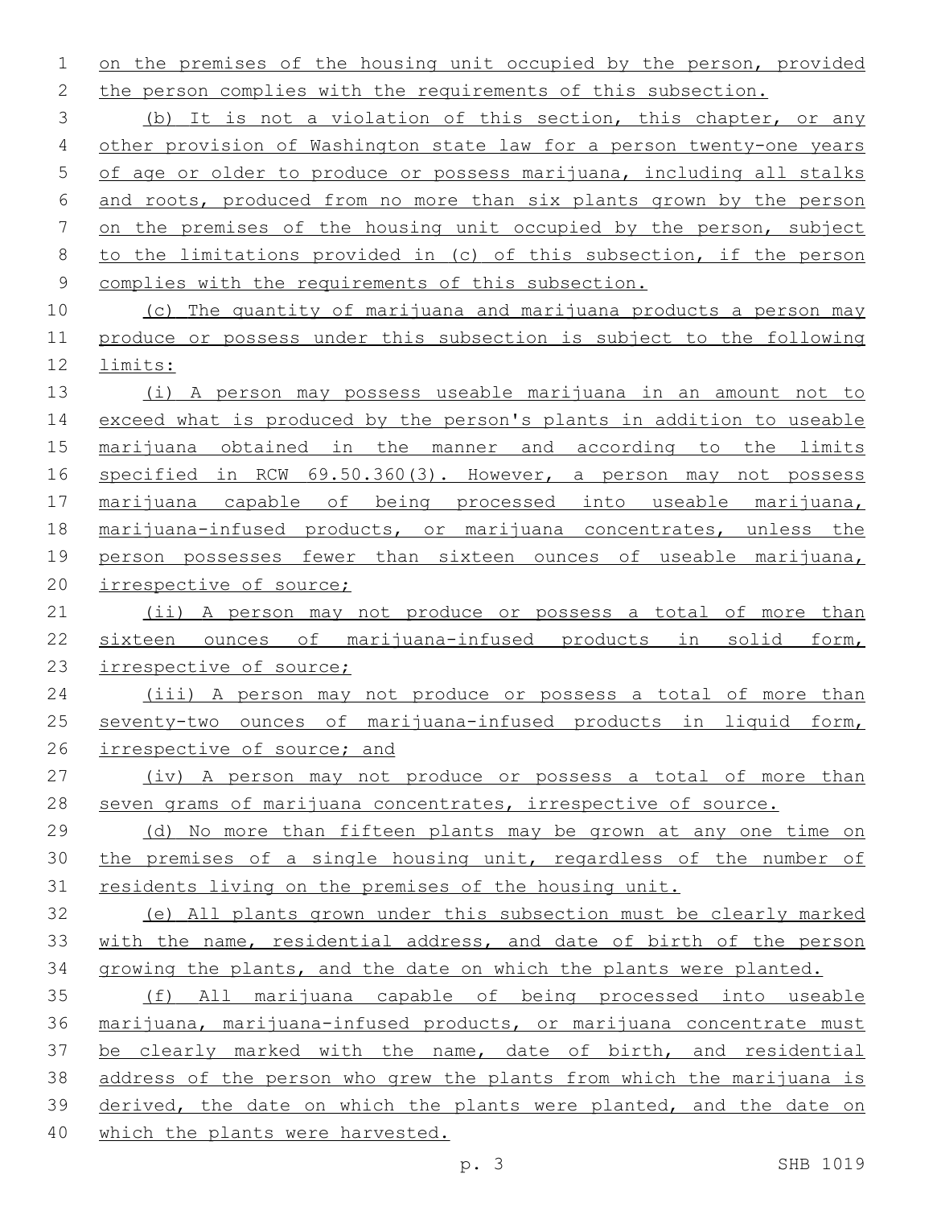on the premises of the housing unit occupied by the person, provided the person complies with the requirements of this subsection.

(b) It is not a violation of this section, this chapter, or any other provision of Washington state law for a person twenty-one years of age or older to produce or possess marijuana, including all stalks and roots, produced from no more than six plants grown by the person on the premises of the housing unit occupied by the person, subject to the limitations provided in (c) of this subsection, if the person complies with the requirements of this subsection.

(c) The quantity of marijuana and marijuana products a person may produce or possess under this subsection is subject to the following limits:

(i) A person may possess useable marijuana in an amount not to exceed what is produced by the person's plants in addition to useable marijuana obtained in the manner and according to the limits specified in RCW 69.50.360(3). However, a person may not possess marijuana capable of being processed into useable marijuana, marijuana-infused products, or marijuana concentrates, unless the person possesses fewer than sixteen ounces of useable marijuana, irrespective of source;

(ii) A person may not produce or possess a total of more than sixteen ounces of marijuana-infused products in solid form, irrespective of source;

(iii) A person may not produce or possess a total of more than seventy-two ounces of marijuana-infused products in liquid form, irrespective of source; and

(iv) A person may not produce or possess a total of more than seven grams of marijuana concentrates, irrespective of source.

(d) No more than fifteen plants may be grown at any one time on the premises of a single housing unit, regardless of the number of residents living on the premises of the housing unit.

(e) All plants grown under this subsection must be clearly marked with the name, residential address, and date of birth of the person growing the plants, and the date on which the plants were planted.

(f) All marijuana capable of being processed into useable marijuana, marijuana-infused products, or marijuana concentrate must be clearly marked with the name, date of birth, and residential address of the person who grew the plants from which the marijuana is derived, the date on which the plants were planted, and the date on which the plants were harvested.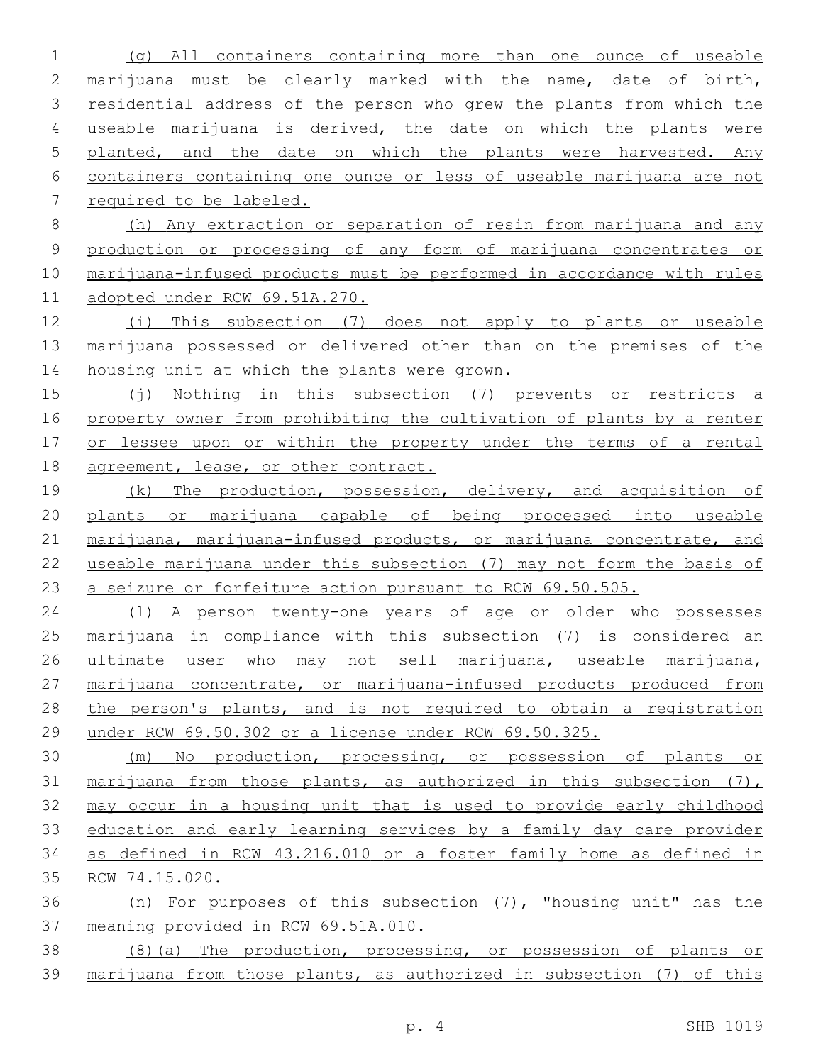(g) All containers containing more than one ounce of useable marijuana must be clearly marked with the name, date of birth, residential address of the person who grew the plants from which the useable marijuana is derived, the date on which the plants were planted, and the date on which the plants were harvested. Any containers containing one ounce or less of useable marijuana are not required to be labeled.

(h) Any extraction or separation of resin from marijuana and any production or processing of any form of marijuana concentrates or marijuana-infused products must be performed in accordance with rules adopted under RCW 69.51A.270.

(i) This subsection (7) does not apply to plants or useable marijuana possessed or delivered other than on the premises of the housing unit at which the plants were grown.

(j) Nothing in this subsection (7) prevents or restricts a property owner from prohibiting the cultivation of plants by a renter or lessee upon or within the property under the terms of a rental agreement, lease, or other contract.

(k) The production, possession, delivery, and acquisition of plants or marijuana capable of being processed into useable marijuana, marijuana-infused products, or marijuana concentrate, and useable marijuana under this subsection (7) may not form the basis of a seizure or forfeiture action pursuant to RCW 69.50.505.

(l) A person twenty-one years of age or older who possesses marijuana in compliance with this subsection (7) is considered an ultimate user who may not sell marijuana, useable marijuana, marijuana concentrate, or marijuana-infused products produced from the person's plants, and is not required to obtain a registration under RCW 69.50.302 or a license under RCW 69.50.325.

(m) No production, processing, or possession of plants or marijuana from those plants, as authorized in this subsection (7), may occur in a housing unit that is used to provide early childhood education and early learning services by a family day care provider as defined in RCW 43.216.010 or a foster family home as defined in RCW 74.15.020.

(n) For purposes of this subsection (7), "housing unit" has the meaning provided in RCW 69.51A.010.

(8)(a) The production, processing, or possession of plants or marijuana from those plants, as authorized in subsection (7) of this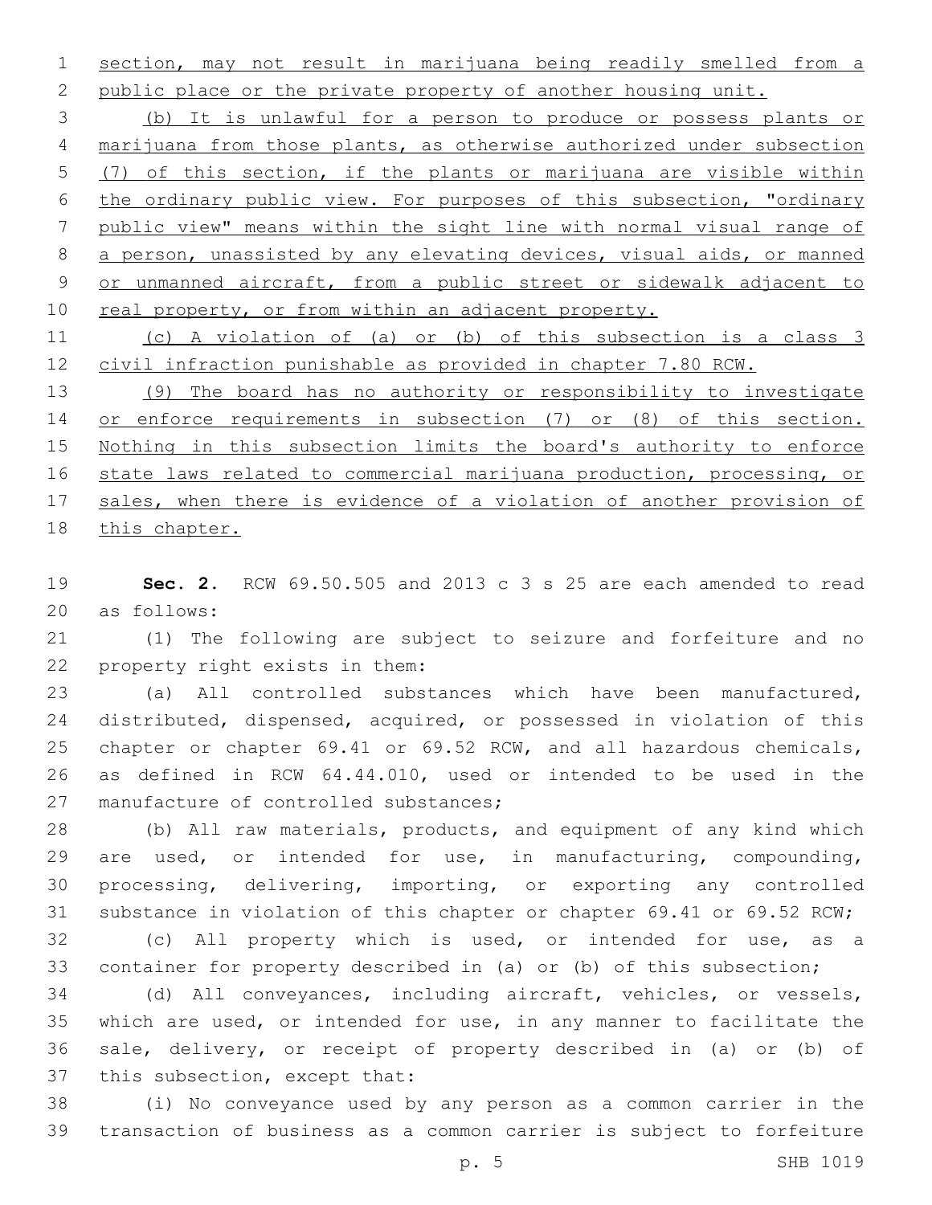section, may not result in marijuana being readily smelled from a public place or the private property of another housing unit.

(b) It is unlawful for a person to produce or possess plants or marijuana from those plants, as otherwise authorized under subsection (7) of this section, if the plants or marijuana are visible within the ordinary public view. For purposes of this subsection, "ordinary public view" means within the sight line with normal visual range of a person, unassisted by any elevating devices, visual aids, or manned or unmanned aircraft, from a public street or sidewalk adjacent to real property, or from within an adjacent property.

(c) A violation of (a) or (b) of this subsection is a class 3 civil infraction punishable as provided in chapter 7.80 RCW.

(9) The board has no authority or responsibility to investigate or enforce requirements in subsection (7) or (8) of this section. Nothing in this subsection limits the board's authority to enforce state laws related to commercial marijuana production, processing, or sales, when there is evidence of a violation of another provision of this chapter.

**Sec. 2.** RCW 69.50.505 and 2013 c 3 s 25 are each amended to read as follows:

(1) The following are subject to seizure and forfeiture and no property right exists in them:

(a) All controlled substances which have been manufactured, distributed, dispensed, acquired, or possessed in violation of this chapter or chapter 69.41 or 69.52 RCW, and all hazardous chemicals, as defined in RCW 64.44.010, used or intended to be used in the manufacture of controlled substances;

(b) All raw materials, products, and equipment of any kind which are used, or intended for use, in manufacturing, compounding, processing, delivering, importing, or exporting any controlled substance in violation of this chapter or chapter 69.41 or 69.52 RCW;

(c) All property which is used, or intended for use, as a container for property described in (a) or (b) of this subsection;

(d) All conveyances, including aircraft, vehicles, or vessels, which are used, or intended for use, in any manner to facilitate the sale, delivery, or receipt of property described in (a) or (b) of this subsection, except that:

(i) No conveyance used by any person as a common carrier in the transaction of business as a common carrier is subject to forfeiture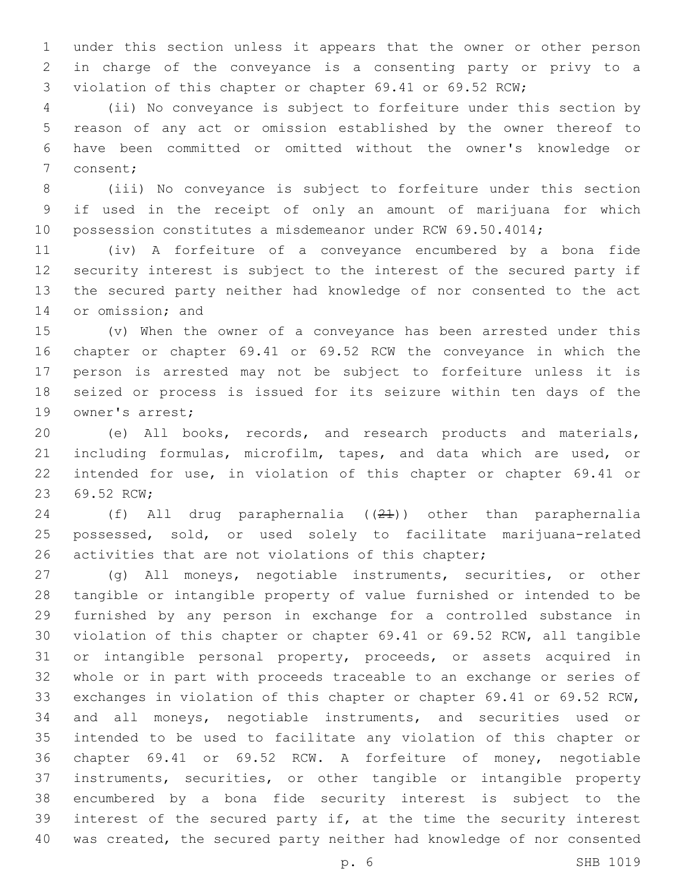under this section unless it appears that the owner or other person in charge of the conveyance is a consenting party or privy to a violation of this chapter or chapter 69.41 or 69.52 RCW;

(ii) No conveyance is subject to forfeiture under this section by reason of any act or omission established by the owner thereof to have been committed or omitted without the owner's knowledge or consent;

(iii) No conveyance is subject to forfeiture under this section if used in the receipt of only an amount of marijuana for which possession constitutes a misdemeanor under RCW 69.50.4014;

(iv) A forfeiture of a conveyance encumbered by a bona fide security interest is subject to the interest of the secured party if the secured party neither had knowledge of nor consented to the act or omission; and

(v) When the owner of a conveyance has been arrested under this chapter or chapter 69.41 or 69.52 RCW the conveyance in which the person is arrested may not be subject to forfeiture unless it is seized or process is issued for its seizure within ten days of the owner's arrest;

(e) All books, records, and research products and materials, including formulas, microfilm, tapes, and data which are used, or intended for use, in violation of this chapter or chapter 69.41 or 69.52 RCW;

(f) All drug paraphernalia ((~~21~~)) other than paraphernalia possessed, sold, or used solely to facilitate marijuana-related activities that are not violations of this chapter;

(g) All moneys, negotiable instruments, securities, or other tangible or intangible property of value furnished or intended to be furnished by any person in exchange for a controlled substance in violation of this chapter or chapter 69.41 or 69.52 RCW, all tangible or intangible personal property, proceeds, or assets acquired in whole or in part with proceeds traceable to an exchange or series of exchanges in violation of this chapter or chapter 69.41 or 69.52 RCW, and all moneys, negotiable instruments, and securities used or intended to be used to facilitate any violation of this chapter or chapter 69.41 or 69.52 RCW. A forfeiture of money, negotiable instruments, securities, or other tangible or intangible property encumbered by a bona fide security interest is subject to the interest of the secured party if, at the time the security interest was created, the secured party neither had knowledge of nor consented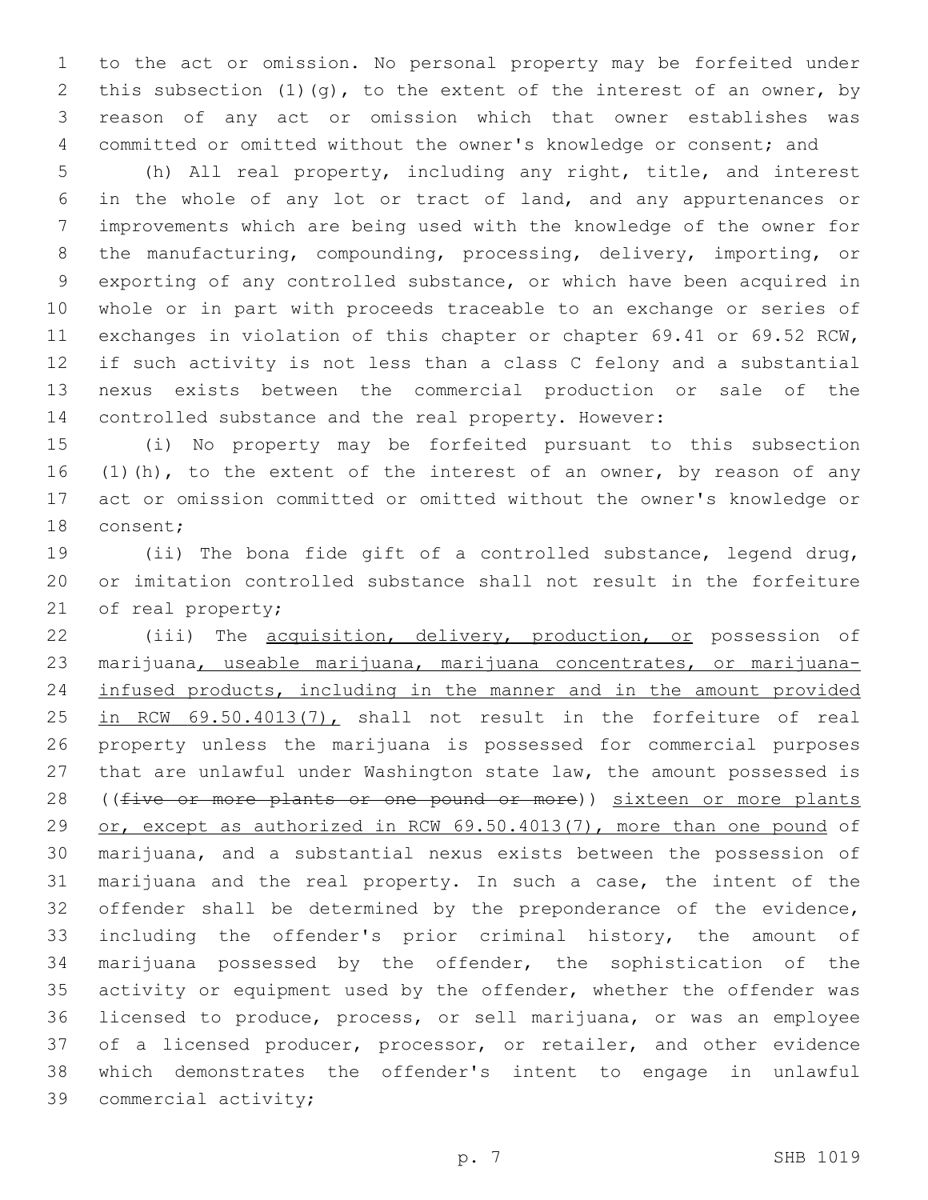to the act or omission. No personal property may be forfeited under this subsection (1)(g), to the extent of the interest of an owner, by reason of any act or omission which that owner establishes was committed or omitted without the owner's knowledge or consent; and

(h) All real property, including any right, title, and interest in the whole of any lot or tract of land, and any appurtenances or improvements which are being used with the knowledge of the owner for the manufacturing, compounding, processing, delivery, importing, or exporting of any controlled substance, or which have been acquired in whole or in part with proceeds traceable to an exchange or series of exchanges in violation of this chapter or chapter 69.41 or 69.52 RCW, if such activity is not less than a class C felony and a substantial nexus exists between the commercial production or sale of the controlled substance and the real property. However:

(i) No property may be forfeited pursuant to this subsection (1)(h), to the extent of the interest of an owner, by reason of any act or omission committed or omitted without the owner's knowledge or consent;

(ii) The bona fide gift of a controlled substance, legend drug, or imitation controlled substance shall not result in the forfeiture of real property;

(iii) The <u>acquisition, delivery, production, or</u> possession of marijuana<u>, useable marijuana, marijuana concentrates, or marijuana-infused products, including in the manner and in the amount provided in RCW 69.50.4013(7),</u> shall not result in the forfeiture of real property unless the marijuana is possessed for commercial purposes that are unlawful under Washington state law, the amount possessed is ((~~five or more plants or one pound or more~~)) <u>sixteen or more plants or, except as authorized in RCW 69.50.4013(7), more than one pound</u> of marijuana, and a substantial nexus exists between the possession of marijuana and the real property. In such a case, the intent of the offender shall be determined by the preponderance of the evidence, including the offender's prior criminal history, the amount of marijuana possessed by the offender, the sophistication of the activity or equipment used by the offender, whether the offender was licensed to produce, process, or sell marijuana, or was an employee of a licensed producer, processor, or retailer, and other evidence which demonstrates the offender's intent to engage in unlawful commercial activity;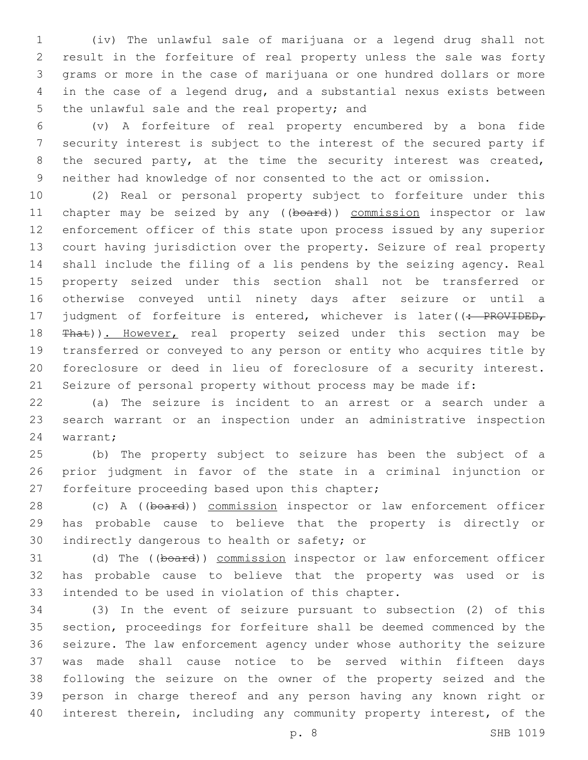(iv) The unlawful sale of marijuana or a legend drug shall not result in the forfeiture of real property unless the sale was forty grams or more in the case of marijuana or one hundred dollars or more in the case of a legend drug, and a substantial nexus exists between the unlawful sale and the real property; and

(v) A forfeiture of real property encumbered by a bona fide security interest is subject to the interest of the secured party if the secured party, at the time the security interest was created, neither had knowledge of nor consented to the act or omission.

(2) Real or personal property subject to forfeiture under this chapter may be seized by any ((~~board~~)) <u>commission</u> inspector or law enforcement officer of this state upon process issued by any superior court having jurisdiction over the property. Seizure of real property shall include the filing of a lis pendens by the seizing agency. Real property seized under this section shall not be transferred or otherwise conveyed until ninety days after seizure or until a judgment of forfeiture is entered, whichever is later((~~: PROVIDED, That~~))<u>. However,</u> real property seized under this section may be transferred or conveyed to any person or entity who acquires title by foreclosure or deed in lieu of foreclosure of a security interest. Seizure of personal property without process may be made if:

(a) The seizure is incident to an arrest or a search under a search warrant or an inspection under an administrative inspection warrant;

(b) The property subject to seizure has been the subject of a prior judgment in favor of the state in a criminal injunction or forfeiture proceeding based upon this chapter;

(c) A ((~~board~~)) <u>commission</u> inspector or law enforcement officer has probable cause to believe that the property is directly or indirectly dangerous to health or safety; or

(d) The ((~~board~~)) <u>commission</u> inspector or law enforcement officer has probable cause to believe that the property was used or is intended to be used in violation of this chapter.

(3) In the event of seizure pursuant to subsection (2) of this section, proceedings for forfeiture shall be deemed commenced by the seizure. The law enforcement agency under whose authority the seizure was made shall cause notice to be served within fifteen days following the seizure on the owner of the property seized and the person in charge thereof and any person having any known right or interest therein, including any community property interest, of the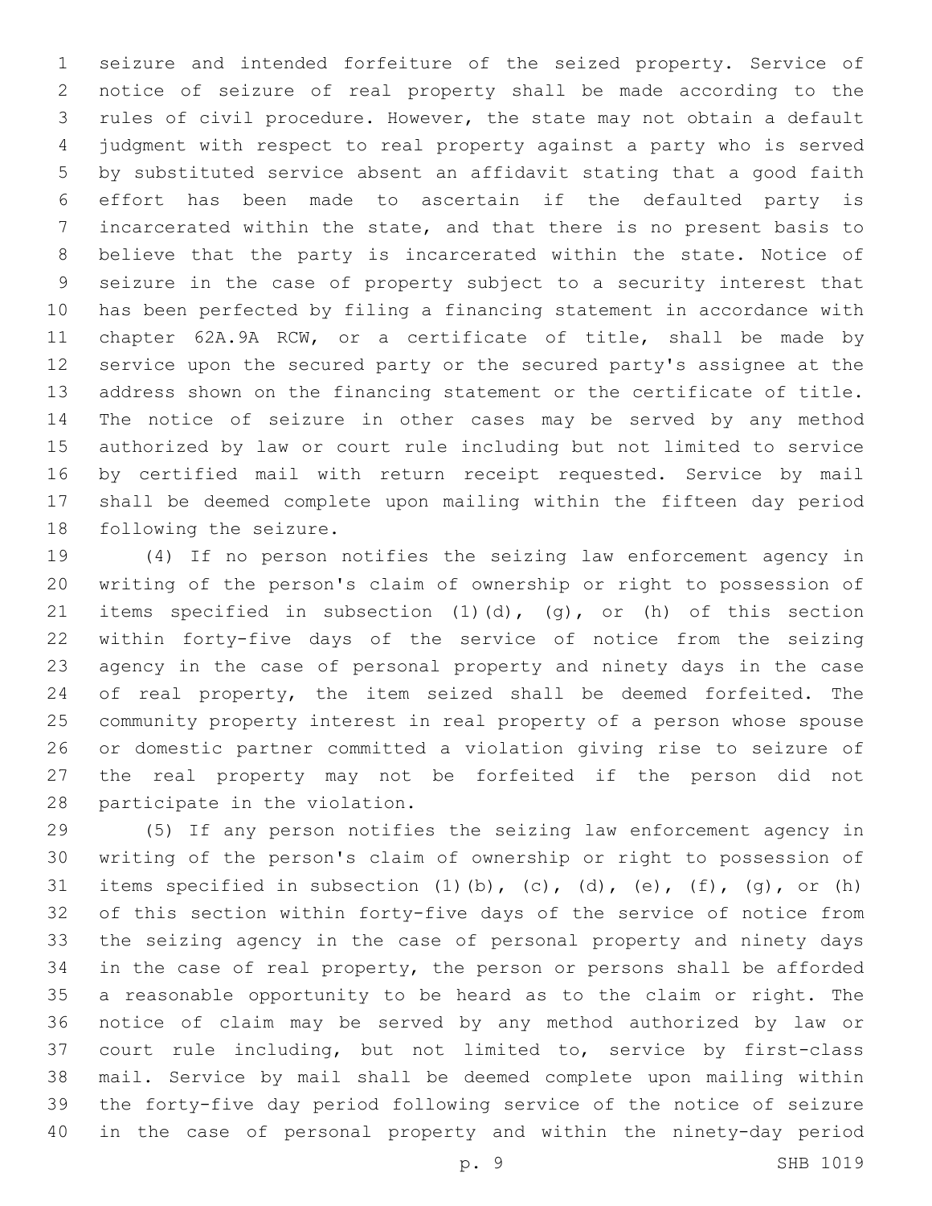seizure and intended forfeiture of the seized property. Service of notice of seizure of real property shall be made according to the rules of civil procedure. However, the state may not obtain a default judgment with respect to real property against a party who is served by substituted service absent an affidavit stating that a good faith effort has been made to ascertain if the defaulted party is incarcerated within the state, and that there is no present basis to believe that the party is incarcerated within the state. Notice of seizure in the case of property subject to a security interest that has been perfected by filing a financing statement in accordance with chapter 62A.9A RCW, or a certificate of title, shall be made by service upon the secured party or the secured party's assignee at the address shown on the financing statement or the certificate of title. The notice of seizure in other cases may be served by any method authorized by law or court rule including but not limited to service by certified mail with return receipt requested. Service by mail shall be deemed complete upon mailing within the fifteen day period following the seizure.

(4) If no person notifies the seizing law enforcement agency in writing of the person's claim of ownership or right to possession of items specified in subsection (1)(d), (g), or (h) of this section within forty-five days of the service of notice from the seizing agency in the case of personal property and ninety days in the case of real property, the item seized shall be deemed forfeited. The community property interest in real property of a person whose spouse or domestic partner committed a violation giving rise to seizure of the real property may not be forfeited if the person did not participate in the violation.

(5) If any person notifies the seizing law enforcement agency in writing of the person's claim of ownership or right to possession of items specified in subsection (1)(b), (c), (d), (e), (f), (g), or (h) of this section within forty-five days of the service of notice from the seizing agency in the case of personal property and ninety days in the case of real property, the person or persons shall be afforded a reasonable opportunity to be heard as to the claim or right. The notice of claim may be served by any method authorized by law or court rule including, but not limited to, service by first-class mail. Service by mail shall be deemed complete upon mailing within the forty-five day period following service of the notice of seizure in the case of personal property and within the ninety-day period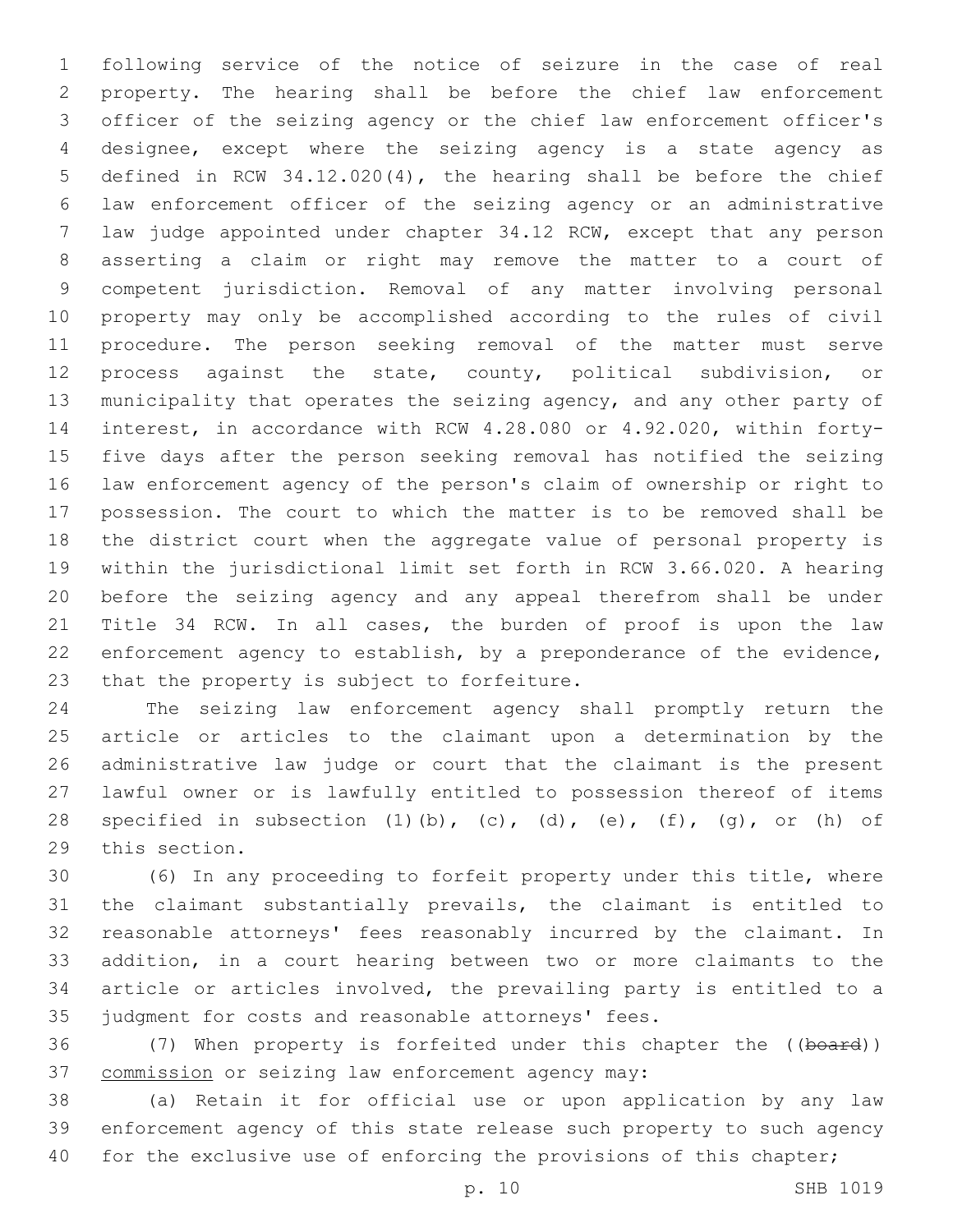following service of the notice of seizure in the case of real property. The hearing shall be before the chief law enforcement officer of the seizing agency or the chief law enforcement officer's designee, except where the seizing agency is a state agency as defined in RCW 34.12.020(4), the hearing shall be before the chief law enforcement officer of the seizing agency or an administrative law judge appointed under chapter 34.12 RCW, except that any person asserting a claim or right may remove the matter to a court of competent jurisdiction. Removal of any matter involving personal property may only be accomplished according to the rules of civil procedure. The person seeking removal of the matter must serve process against the state, county, political subdivision, or municipality that operates the seizing agency, and any other party of interest, in accordance with RCW 4.28.080 or 4.92.020, within forty-five days after the person seeking removal has notified the seizing law enforcement agency of the person's claim of ownership or right to possession. The court to which the matter is to be removed shall be the district court when the aggregate value of personal property is within the jurisdictional limit set forth in RCW 3.66.020. A hearing before the seizing agency and any appeal therefrom shall be under Title 34 RCW. In all cases, the burden of proof is upon the law enforcement agency to establish, by a preponderance of the evidence, that the property is subject to forfeiture.

The seizing law enforcement agency shall promptly return the article or articles to the claimant upon a determination by the administrative law judge or court that the claimant is the present lawful owner or is lawfully entitled to possession thereof of items specified in subsection (1)(b), (c), (d), (e), (f), (g), or (h) of this section.

(6) In any proceeding to forfeit property under this title, where the claimant substantially prevails, the claimant is entitled to reasonable attorneys' fees reasonably incurred by the claimant. In addition, in a court hearing between two or more claimants to the article or articles involved, the prevailing party is entitled to a judgment for costs and reasonable attorneys' fees.

(7) When property is forfeited under this chapter the ((~~board~~)) <u>commission</u> or seizing law enforcement agency may:

(a) Retain it for official use or upon application by any law enforcement agency of this state release such property to such agency for the exclusive use of enforcing the provisions of this chapter;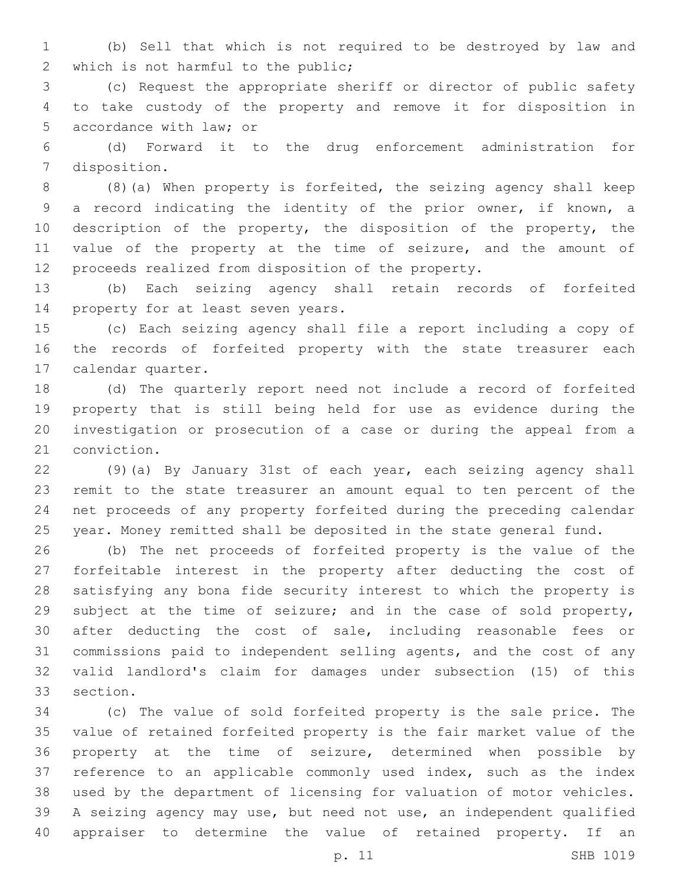(b) Sell that which is not required to be destroyed by law and which is not harmful to the public;

(c) Request the appropriate sheriff or director of public safety to take custody of the property and remove it for disposition in accordance with law; or

(d) Forward it to the drug enforcement administration for disposition.

(8)(a) When property is forfeited, the seizing agency shall keep a record indicating the identity of the prior owner, if known, a description of the property, the disposition of the property, the value of the property at the time of seizure, and the amount of proceeds realized from disposition of the property.

(b) Each seizing agency shall retain records of forfeited property for at least seven years.

(c) Each seizing agency shall file a report including a copy of the records of forfeited property with the state treasurer each calendar quarter.

(d) The quarterly report need not include a record of forfeited property that is still being held for use as evidence during the investigation or prosecution of a case or during the appeal from a conviction.

(9)(a) By January 31st of each year, each seizing agency shall remit to the state treasurer an amount equal to ten percent of the net proceeds of any property forfeited during the preceding calendar year. Money remitted shall be deposited in the state general fund.

(b) The net proceeds of forfeited property is the value of the forfeitable interest in the property after deducting the cost of satisfying any bona fide security interest to which the property is subject at the time of seizure; and in the case of sold property, after deducting the cost of sale, including reasonable fees or commissions paid to independent selling agents, and the cost of any valid landlord's claim for damages under subsection (15) of this section.

(c) The value of sold forfeited property is the sale price. The value of retained forfeited property is the fair market value of the property at the time of seizure, determined when possible by reference to an applicable commonly used index, such as the index used by the department of licensing for valuation of motor vehicles. A seizing agency may use, but need not use, an independent qualified appraiser to determine the value of retained property. If an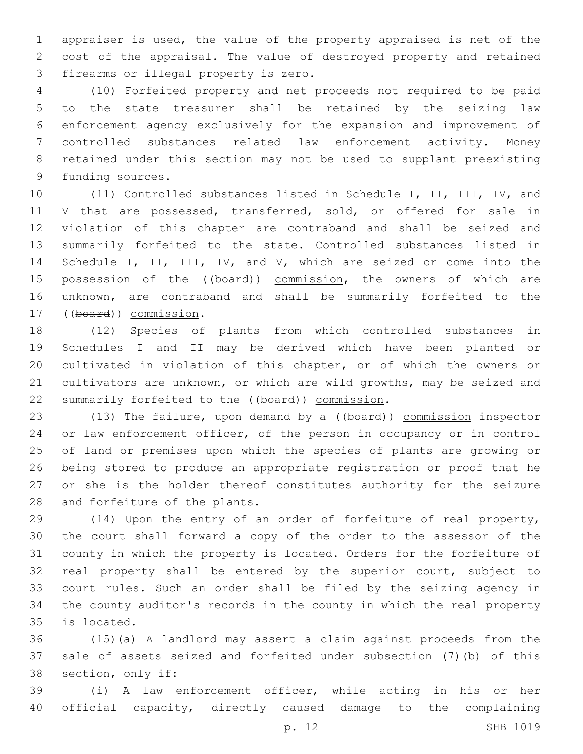appraiser is used, the value of the property appraised is net of the cost of the appraisal. The value of destroyed property and retained firearms or illegal property is zero.

(10) Forfeited property and net proceeds not required to be paid to the state treasurer shall be retained by the seizing law enforcement agency exclusively for the expansion and improvement of controlled substances related law enforcement activity. Money retained under this section may not be used to supplant preexisting funding sources.

(11) Controlled substances listed in Schedule I, II, III, IV, and V that are possessed, transferred, sold, or offered for sale in violation of this chapter are contraband and shall be seized and summarily forfeited to the state. Controlled substances listed in Schedule I, II, III, IV, and V, which are seized or come into the possession of the ((~~board~~)) <u>commission</u>, the owners of which are unknown, are contraband and shall be summarily forfeited to the ((~~board~~)) <u>commission</u>.

(12) Species of plants from which controlled substances in Schedules I and II may be derived which have been planted or cultivated in violation of this chapter, or of which the owners or cultivators are unknown, or which are wild growths, may be seized and summarily forfeited to the ((~~board~~)) <u>commission</u>.

(13) The failure, upon demand by a ((~~board~~)) <u>commission</u> inspector or law enforcement officer, of the person in occupancy or in control of land or premises upon which the species of plants are growing or being stored to produce an appropriate registration or proof that he or she is the holder thereof constitutes authority for the seizure and forfeiture of the plants.

(14) Upon the entry of an order of forfeiture of real property, the court shall forward a copy of the order to the assessor of the county in which the property is located. Orders for the forfeiture of real property shall be entered by the superior court, subject to court rules. Such an order shall be filed by the seizing agency in the county auditor's records in the county in which the real property is located.

(15)(a) A landlord may assert a claim against proceeds from the sale of assets seized and forfeited under subsection (7)(b) of this section, only if:

(i) A law enforcement officer, while acting in his or her official capacity, directly caused damage to the complaining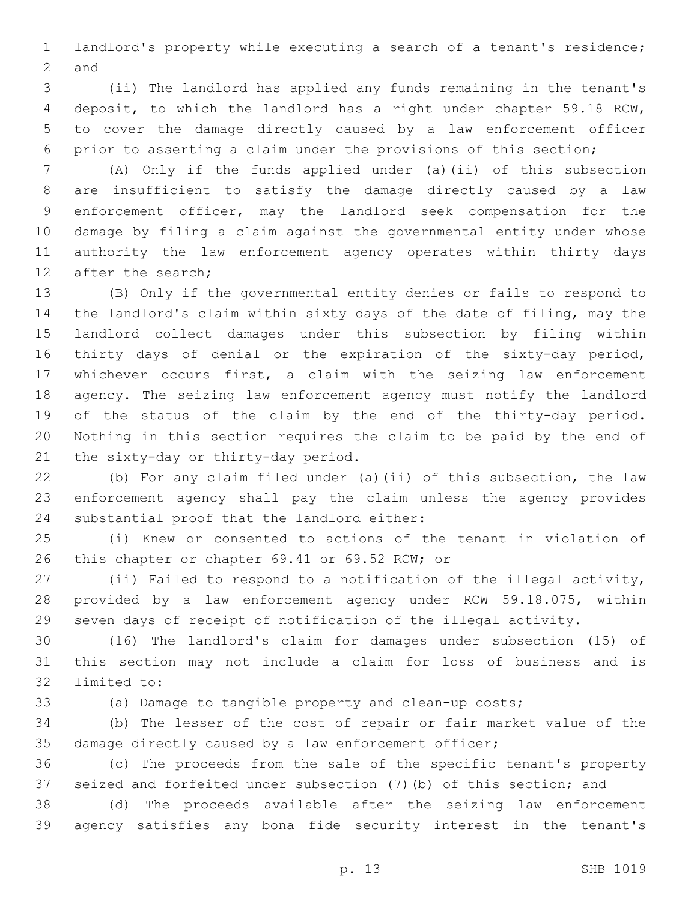landlord's property while executing a search of a tenant's residence; and

(ii) The landlord has applied any funds remaining in the tenant's deposit, to which the landlord has a right under chapter 59.18 RCW, to cover the damage directly caused by a law enforcement officer prior to asserting a claim under the provisions of this section;

(A) Only if the funds applied under (a)(ii) of this subsection are insufficient to satisfy the damage directly caused by a law enforcement officer, may the landlord seek compensation for the damage by filing a claim against the governmental entity under whose authority the law enforcement agency operates within thirty days after the search;

(B) Only if the governmental entity denies or fails to respond to the landlord's claim within sixty days of the date of filing, may the landlord collect damages under this subsection by filing within thirty days of denial or the expiration of the sixty-day period, whichever occurs first, a claim with the seizing law enforcement agency. The seizing law enforcement agency must notify the landlord of the status of the claim by the end of the thirty-day period. Nothing in this section requires the claim to be paid by the end of the sixty-day or thirty-day period.

(b) For any claim filed under (a)(ii) of this subsection, the law enforcement agency shall pay the claim unless the agency provides substantial proof that the landlord either:

(i) Knew or consented to actions of the tenant in violation of this chapter or chapter 69.41 or 69.52 RCW; or

(ii) Failed to respond to a notification of the illegal activity, provided by a law enforcement agency under RCW 59.18.075, within seven days of receipt of notification of the illegal activity.

(16) The landlord's claim for damages under subsection (15) of this section may not include a claim for loss of business and is limited to:

(a) Damage to tangible property and clean-up costs;

(b) The lesser of the cost of repair or fair market value of the damage directly caused by a law enforcement officer;

(c) The proceeds from the sale of the specific tenant's property seized and forfeited under subsection (7)(b) of this section; and

(d) The proceeds available after the seizing law enforcement agency satisfies any bona fide security interest in the tenant's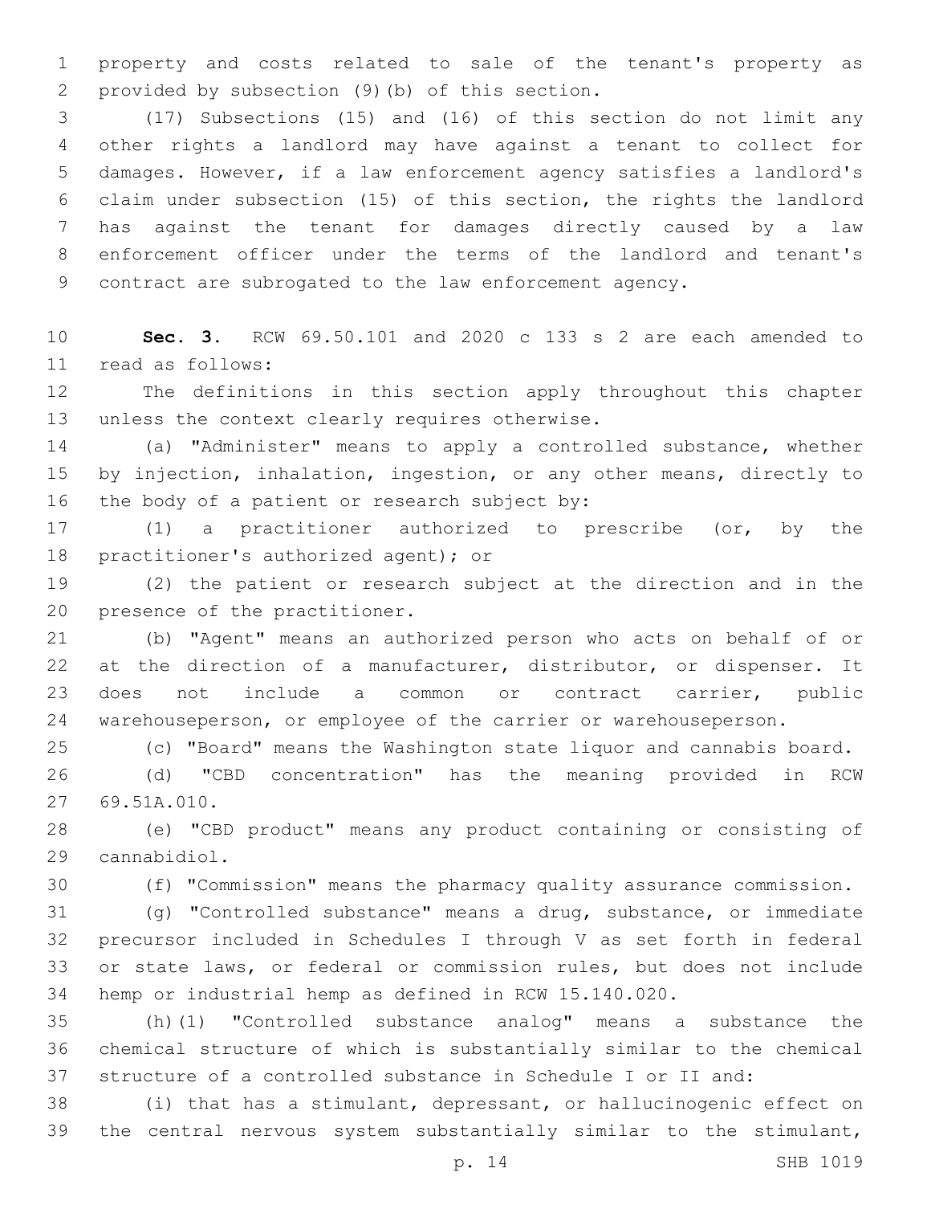property and costs related to sale of the tenant's property as provided by subsection (9)(b) of this section.

(17) Subsections (15) and (16) of this section do not limit any other rights a landlord may have against a tenant to collect for damages. However, if a law enforcement agency satisfies a landlord's claim under subsection (15) of this section, the rights the landlord has against the tenant for damages directly caused by a law enforcement officer under the terms of the landlord and tenant's contract are subrogated to the law enforcement agency.

**Sec. 3.** RCW 69.50.101 and 2020 c 133 s 2 are each amended to read as follows:

The definitions in this section apply throughout this chapter unless the context clearly requires otherwise.

(a) "Administer" means to apply a controlled substance, whether by injection, inhalation, ingestion, or any other means, directly to the body of a patient or research subject by:

(1) a practitioner authorized to prescribe (or, by the practitioner's authorized agent); or

(2) the patient or research subject at the direction and in the presence of the practitioner.

(b) "Agent" means an authorized person who acts on behalf of or at the direction of a manufacturer, distributor, or dispenser. It does not include a common or contract carrier, public warehouseperson, or employee of the carrier or warehouseperson.

(c) "Board" means the Washington state liquor and cannabis board.

(d) "CBD concentration" has the meaning provided in RCW 69.51A.010.

(e) "CBD product" means any product containing or consisting of cannabidiol.

(f) "Commission" means the pharmacy quality assurance commission.

(g) "Controlled substance" means a drug, substance, or immediate precursor included in Schedules I through V as set forth in federal or state laws, or federal or commission rules, but does not include hemp or industrial hemp as defined in RCW 15.140.020.

(h)(1) "Controlled substance analog" means a substance the chemical structure of which is substantially similar to the chemical structure of a controlled substance in Schedule I or II and:

(i) that has a stimulant, depressant, or hallucinogenic effect on the central nervous system substantially similar to the stimulant,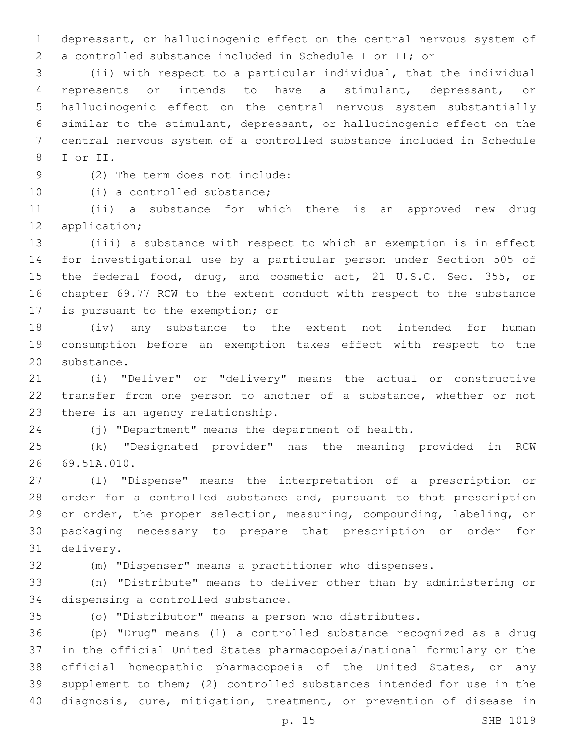depressant, or hallucinogenic effect on the central nervous system of a controlled substance included in Schedule I or II; or

(ii) with respect to a particular individual, that the individual represents or intends to have a stimulant, depressant, or hallucinogenic effect on the central nervous system substantially similar to the stimulant, depressant, or hallucinogenic effect on the central nervous system of a controlled substance included in Schedule I or II.

(2) The term does not include:

(i) a controlled substance;

(ii) a substance for which there is an approved new drug application;

(iii) a substance with respect to which an exemption is in effect for investigational use by a particular person under Section 505 of the federal food, drug, and cosmetic act, 21 U.S.C. Sec. 355, or chapter 69.77 RCW to the extent conduct with respect to the substance is pursuant to the exemption; or

(iv) any substance to the extent not intended for human consumption before an exemption takes effect with respect to the substance.

(i) "Deliver" or "delivery" means the actual or constructive transfer from one person to another of a substance, whether or not there is an agency relationship.

(j) "Department" means the department of health.

(k) "Designated provider" has the meaning provided in RCW 69.51A.010.

(l) "Dispense" means the interpretation of a prescription or order for a controlled substance and, pursuant to that prescription or order, the proper selection, measuring, compounding, labeling, or packaging necessary to prepare that prescription or order for delivery.

(m) "Dispenser" means a practitioner who dispenses.

(n) "Distribute" means to deliver other than by administering or dispensing a controlled substance.

(o) "Distributor" means a person who distributes.

(p) "Drug" means (1) a controlled substance recognized as a drug in the official United States pharmacopoeia/national formulary or the official homeopathic pharmacopoeia of the United States, or any supplement to them; (2) controlled substances intended for use in the diagnosis, cure, mitigation, treatment, or prevention of disease in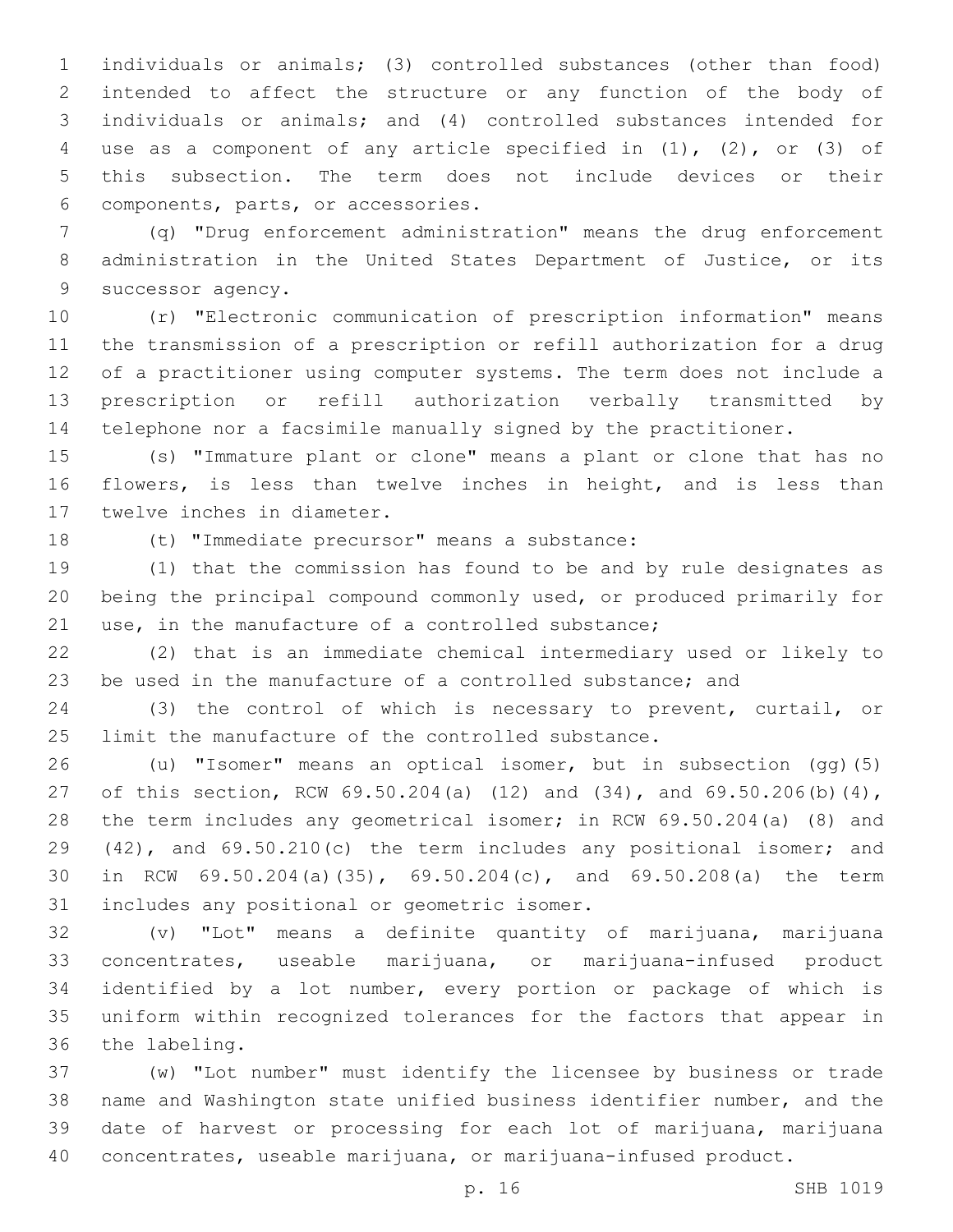individuals or animals; (3) controlled substances (other than food) intended to affect the structure or any function of the body of individuals or animals; and (4) controlled substances intended for use as a component of any article specified in (1), (2), or (3) of this subsection. The term does not include devices or their components, parts, or accessories.

(q) "Drug enforcement administration" means the drug enforcement administration in the United States Department of Justice, or its successor agency.

(r) "Electronic communication of prescription information" means the transmission of a prescription or refill authorization for a drug of a practitioner using computer systems. The term does not include a prescription or refill authorization verbally transmitted by telephone nor a facsimile manually signed by the practitioner.

(s) "Immature plant or clone" means a plant or clone that has no flowers, is less than twelve inches in height, and is less than twelve inches in diameter.

(t) "Immediate precursor" means a substance:

(1) that the commission has found to be and by rule designates as being the principal compound commonly used, or produced primarily for use, in the manufacture of a controlled substance;

(2) that is an immediate chemical intermediary used or likely to be used in the manufacture of a controlled substance; and

(3) the control of which is necessary to prevent, curtail, or limit the manufacture of the controlled substance.

(u) "Isomer" means an optical isomer, but in subsection (gg)(5) of this section, RCW 69.50.204(a) (12) and (34), and 69.50.206(b)(4), the term includes any geometrical isomer; in RCW 69.50.204(a) (8) and (42), and 69.50.210(c) the term includes any positional isomer; and in RCW 69.50.204(a)(35), 69.50.204(c), and 69.50.208(a) the term includes any positional or geometric isomer.

(v) "Lot" means a definite quantity of marijuana, marijuana concentrates, useable marijuana, or marijuana-infused product identified by a lot number, every portion or package of which is uniform within recognized tolerances for the factors that appear in the labeling.

(w) "Lot number" must identify the licensee by business or trade name and Washington state unified business identifier number, and the date of harvest or processing for each lot of marijuana, marijuana concentrates, useable marijuana, or marijuana-infused product.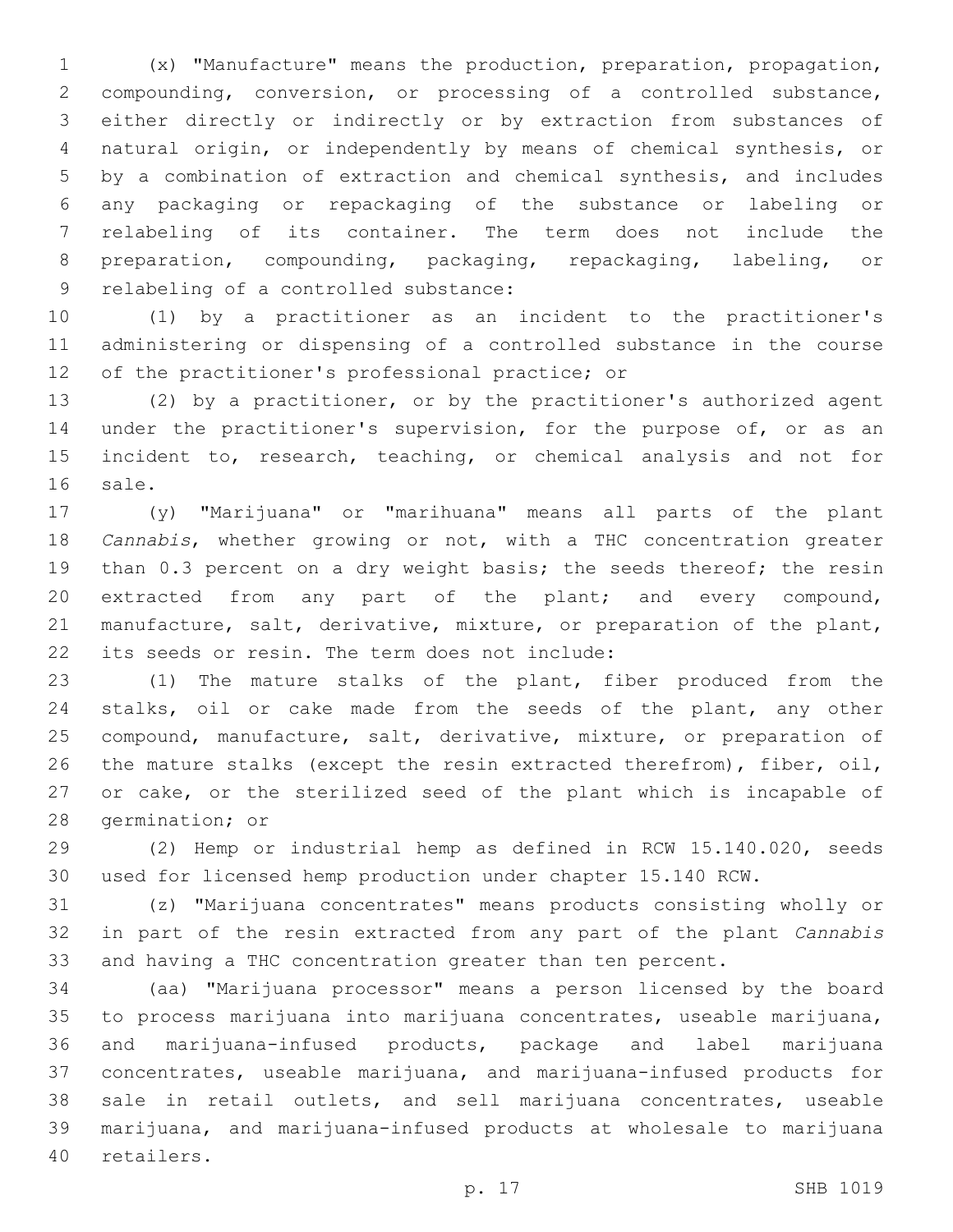(x) "Manufacture" means the production, preparation, propagation, compounding, conversion, or processing of a controlled substance, either directly or indirectly or by extraction from substances of natural origin, or independently by means of chemical synthesis, or by a combination of extraction and chemical synthesis, and includes any packaging or repackaging of the substance or labeling or relabeling of its container. The term does not include the preparation, compounding, packaging, repackaging, labeling, or relabeling of a controlled substance:

(1) by a practitioner as an incident to the practitioner's administering or dispensing of a controlled substance in the course of the practitioner's professional practice; or

(2) by a practitioner, or by the practitioner's authorized agent under the practitioner's supervision, for the purpose of, or as an incident to, research, teaching, or chemical analysis and not for sale.

(y) "Marijuana" or "marihuana" means all parts of the plant *Cannabis*, whether growing or not, with a THC concentration greater than 0.3 percent on a dry weight basis; the seeds thereof; the resin extracted from any part of the plant; and every compound, manufacture, salt, derivative, mixture, or preparation of the plant, its seeds or resin. The term does not include:

(1) The mature stalks of the plant, fiber produced from the stalks, oil or cake made from the seeds of the plant, any other compound, manufacture, salt, derivative, mixture, or preparation of the mature stalks (except the resin extracted therefrom), fiber, oil, or cake, or the sterilized seed of the plant which is incapable of germination; or

(2) Hemp or industrial hemp as defined in RCW 15.140.020, seeds used for licensed hemp production under chapter 15.140 RCW.

(z) "Marijuana concentrates" means products consisting wholly or in part of the resin extracted from any part of the plant *Cannabis* and having a THC concentration greater than ten percent.

(aa) "Marijuana processor" means a person licensed by the board to process marijuana into marijuana concentrates, useable marijuana, and marijuana-infused products, package and label marijuana concentrates, useable marijuana, and marijuana-infused products for sale in retail outlets, and sell marijuana concentrates, useable marijuana, and marijuana-infused products at wholesale to marijuana retailers.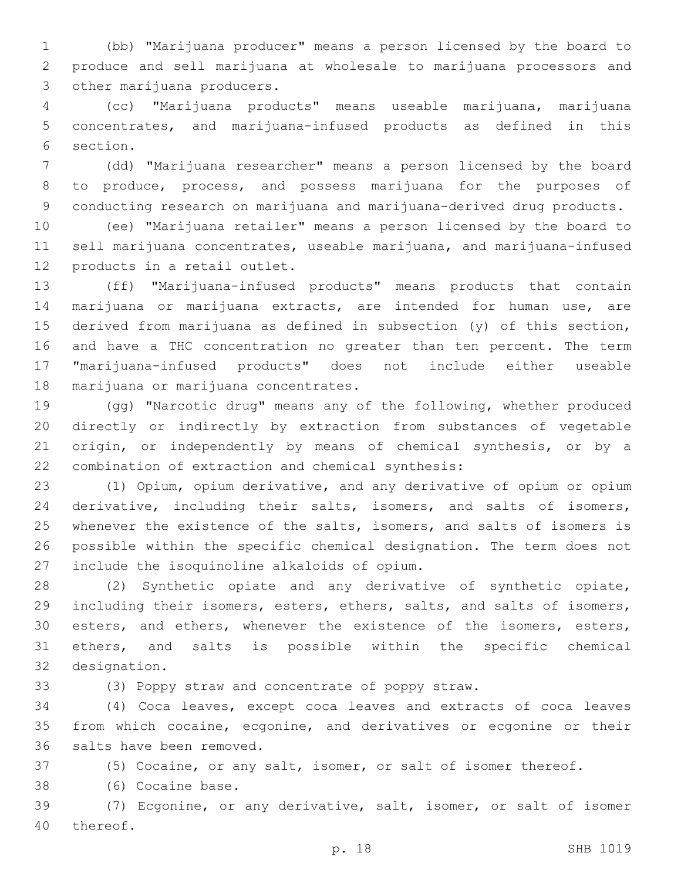(bb) "Marijuana producer" means a person licensed by the board to produce and sell marijuana at wholesale to marijuana processors and other marijuana producers.

(cc) "Marijuana products" means useable marijuana, marijuana concentrates, and marijuana-infused products as defined in this section.

(dd) "Marijuana researcher" means a person licensed by the board to produce, process, and possess marijuana for the purposes of conducting research on marijuana and marijuana-derived drug products.

(ee) "Marijuana retailer" means a person licensed by the board to sell marijuana concentrates, useable marijuana, and marijuana-infused products in a retail outlet.

(ff) "Marijuana-infused products" means products that contain marijuana or marijuana extracts, are intended for human use, are derived from marijuana as defined in subsection (y) of this section, and have a THC concentration no greater than ten percent. The term "marijuana-infused products" does not include either useable marijuana or marijuana concentrates.

(gg) "Narcotic drug" means any of the following, whether produced directly or indirectly by extraction from substances of vegetable origin, or independently by means of chemical synthesis, or by a combination of extraction and chemical synthesis:

(1) Opium, opium derivative, and any derivative of opium or opium derivative, including their salts, isomers, and salts of isomers, whenever the existence of the salts, isomers, and salts of isomers is possible within the specific chemical designation. The term does not include the isoquinoline alkaloids of opium.

(2) Synthetic opiate and any derivative of synthetic opiate, including their isomers, esters, ethers, salts, and salts of isomers, esters, and ethers, whenever the existence of the isomers, esters, ethers, and salts is possible within the specific chemical designation.

(3) Poppy straw and concentrate of poppy straw.

(4) Coca leaves, except coca leaves and extracts of coca leaves from which cocaine, ecgonine, and derivatives or ecgonine or their salts have been removed.

(5) Cocaine, or any salt, isomer, or salt of isomer thereof.

(6) Cocaine base.

(7) Ecgonine, or any derivative, salt, isomer, or salt of isomer thereof.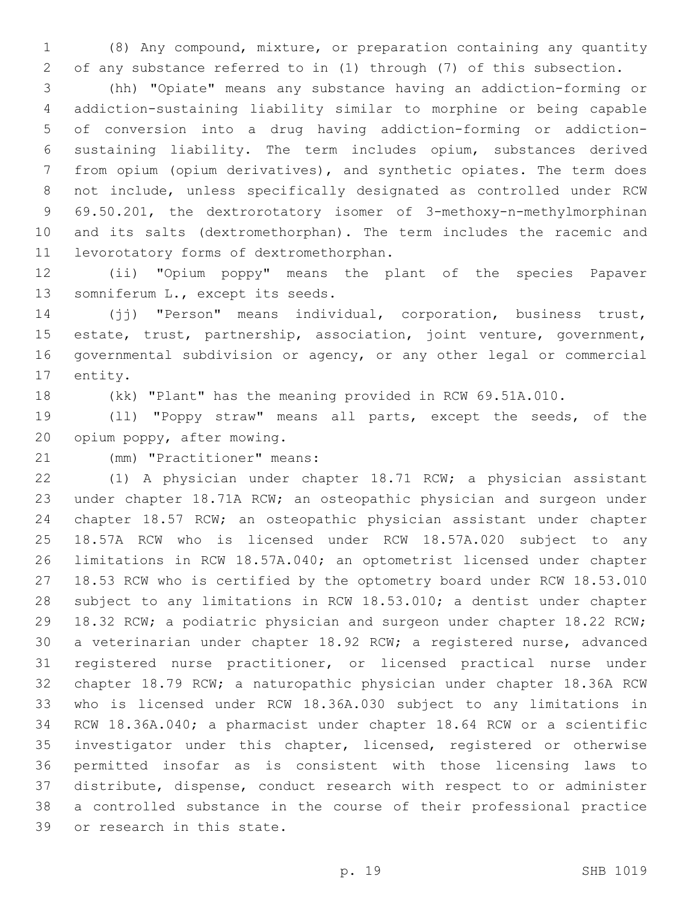(8) Any compound, mixture, or preparation containing any quantity of any substance referred to in (1) through (7) of this subsection.

(hh) "Opiate" means any substance having an addiction-forming or addiction-sustaining liability similar to morphine or being capable of conversion into a drug having addiction-forming or addiction-sustaining liability. The term includes opium, substances derived from opium (opium derivatives), and synthetic opiates. The term does not include, unless specifically designated as controlled under RCW 69.50.201, the dextrorotatory isomer of 3-methoxy-n-methylmorphinan and its salts (dextromethorphan). The term includes the racemic and levorotatory forms of dextromethorphan.

(ii) "Opium poppy" means the plant of the species Papaver somniferum L., except its seeds.

(jj) "Person" means individual, corporation, business trust, estate, trust, partnership, association, joint venture, government, governmental subdivision or agency, or any other legal or commercial entity.

(kk) "Plant" has the meaning provided in RCW 69.51A.010.

(ll) "Poppy straw" means all parts, except the seeds, of the opium poppy, after mowing.

(mm) "Practitioner" means:

(1) A physician under chapter 18.71 RCW; a physician assistant under chapter 18.71A RCW; an osteopathic physician and surgeon under chapter 18.57 RCW; an osteopathic physician assistant under chapter 18.57A RCW who is licensed under RCW 18.57A.020 subject to any limitations in RCW 18.57A.040; an optometrist licensed under chapter 18.53 RCW who is certified by the optometry board under RCW 18.53.010 subject to any limitations in RCW 18.53.010; a dentist under chapter 18.32 RCW; a podiatric physician and surgeon under chapter 18.22 RCW; a veterinarian under chapter 18.92 RCW; a registered nurse, advanced registered nurse practitioner, or licensed practical nurse under chapter 18.79 RCW; a naturopathic physician under chapter 18.36A RCW who is licensed under RCW 18.36A.030 subject to any limitations in RCW 18.36A.040; a pharmacist under chapter 18.64 RCW or a scientific investigator under this chapter, licensed, registered or otherwise permitted insofar as is consistent with those licensing laws to distribute, dispense, conduct research with respect to or administer a controlled substance in the course of their professional practice or research in this state.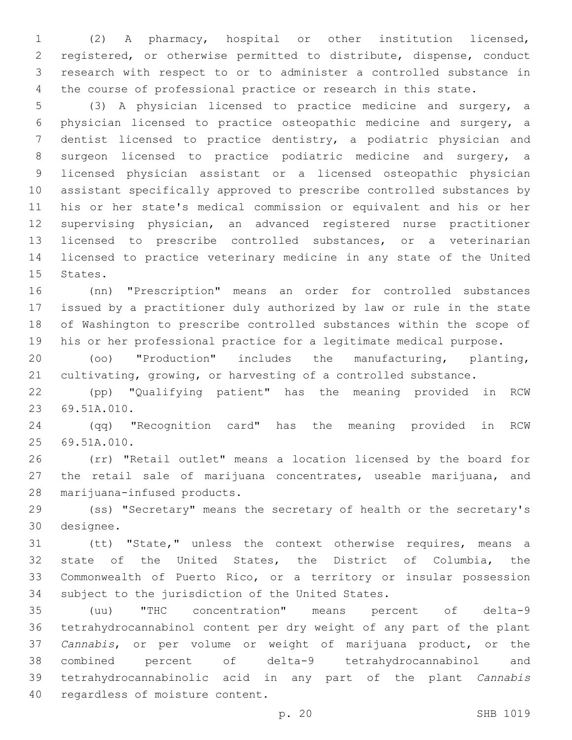(2) A pharmacy, hospital or other institution licensed, registered, or otherwise permitted to distribute, dispense, conduct research with respect to or to administer a controlled substance in the course of professional practice or research in this state.

(3) A physician licensed to practice medicine and surgery, a physician licensed to practice osteopathic medicine and surgery, a dentist licensed to practice dentistry, a podiatric physician and surgeon licensed to practice podiatric medicine and surgery, a licensed physician assistant or a licensed osteopathic physician assistant specifically approved to prescribe controlled substances by his or her state's medical commission or equivalent and his or her supervising physician, an advanced registered nurse practitioner licensed to prescribe controlled substances, or a veterinarian licensed to practice veterinary medicine in any state of the United States.

(nn) "Prescription" means an order for controlled substances issued by a practitioner duly authorized by law or rule in the state of Washington to prescribe controlled substances within the scope of his or her professional practice for a legitimate medical purpose.

(oo) "Production" includes the manufacturing, planting, cultivating, growing, or harvesting of a controlled substance.

(pp) "Qualifying patient" has the meaning provided in RCW 69.51A.010.

(qq) "Recognition card" has the meaning provided in RCW 69.51A.010.

(rr) "Retail outlet" means a location licensed by the board for the retail sale of marijuana concentrates, useable marijuana, and marijuana-infused products.

(ss) "Secretary" means the secretary of health or the secretary's designee.

(tt) "State," unless the context otherwise requires, means a state of the United States, the District of Columbia, the Commonwealth of Puerto Rico, or a territory or insular possession subject to the jurisdiction of the United States.

(uu) "THC concentration" means percent of delta-9 tetrahydrocannabinol content per dry weight of any part of the plant *Cannabis*, or per volume or weight of marijuana product, or the combined percent of delta-9 tetrahydrocannabinol and tetrahydrocannabinolic acid in any part of the plant *Cannabis* regardless of moisture content.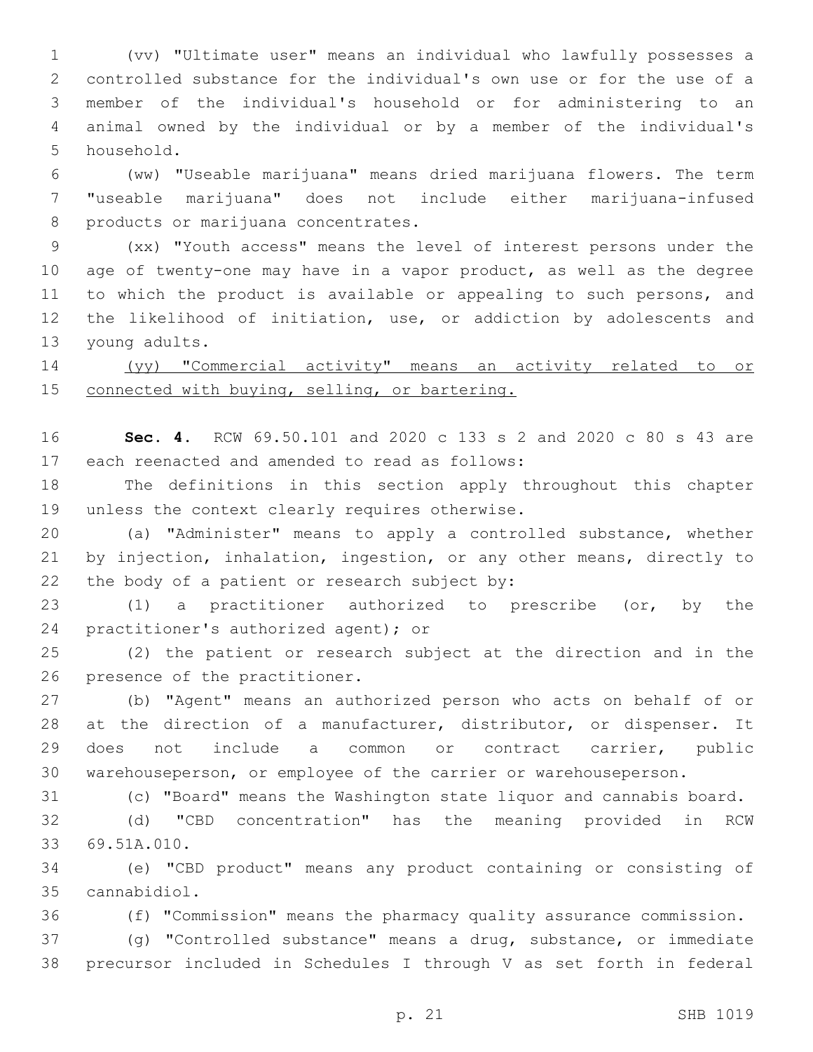(vv) "Ultimate user" means an individual who lawfully possesses a controlled substance for the individual's own use or for the use of a member of the individual's household or for administering to an animal owned by the individual or by a member of the individual's household.

(ww) "Useable marijuana" means dried marijuana flowers. The term "useable marijuana" does not include either marijuana-infused products or marijuana concentrates.

(xx) "Youth access" means the level of interest persons under the age of twenty-one may have in a vapor product, as well as the degree to which the product is available or appealing to such persons, and the likelihood of initiation, use, or addiction by adolescents and young adults.

<u>(yy) "Commercial activity" means an activity related to or connected with buying, selling, or bartering.</u>

**Sec. 4.** RCW 69.50.101 and 2020 c 133 s 2 and 2020 c 80 s 43 are each reenacted and amended to read as follows:

The definitions in this section apply throughout this chapter unless the context clearly requires otherwise.

(a) "Administer" means to apply a controlled substance, whether by injection, inhalation, ingestion, or any other means, directly to the body of a patient or research subject by:

(1) a practitioner authorized to prescribe (or, by the practitioner's authorized agent); or

(2) the patient or research subject at the direction and in the presence of the practitioner.

(b) "Agent" means an authorized person who acts on behalf of or at the direction of a manufacturer, distributor, or dispenser. It does not include a common or contract carrier, public warehouseperson, or employee of the carrier or warehouseperson.

(c) "Board" means the Washington state liquor and cannabis board.

(d) "CBD concentration" has the meaning provided in RCW 69.51A.010.

(e) "CBD product" means any product containing or consisting of cannabidiol.

(f) "Commission" means the pharmacy quality assurance commission.

(g) "Controlled substance" means a drug, substance, or immediate precursor included in Schedules I through V as set forth in federal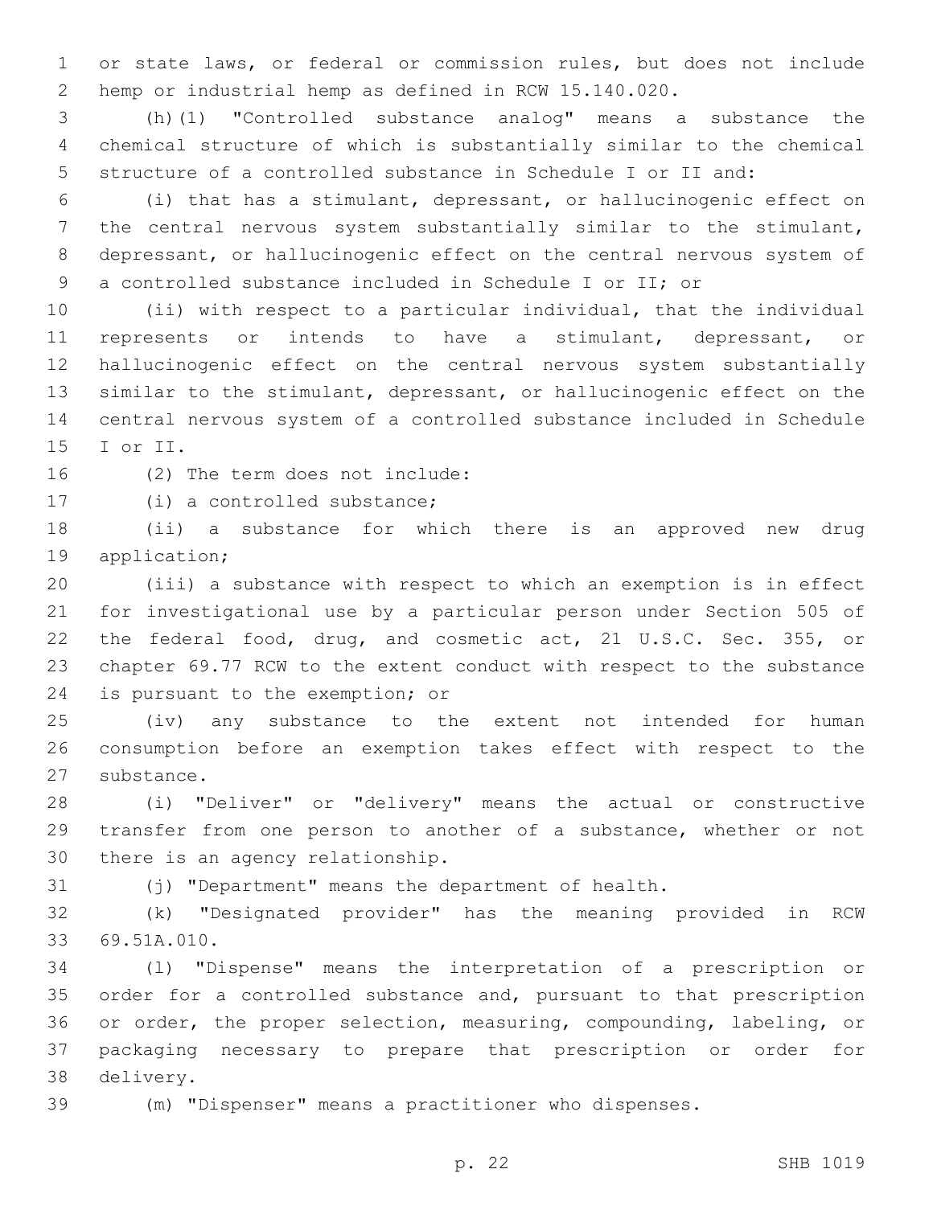or state laws, or federal or commission rules, but does not include hemp or industrial hemp as defined in RCW 15.140.020.

(h)(1) "Controlled substance analog" means a substance the chemical structure of which is substantially similar to the chemical structure of a controlled substance in Schedule I or II and:

(i) that has a stimulant, depressant, or hallucinogenic effect on the central nervous system substantially similar to the stimulant, depressant, or hallucinogenic effect on the central nervous system of a controlled substance included in Schedule I or II; or

(ii) with respect to a particular individual, that the individual represents or intends to have a stimulant, depressant, or hallucinogenic effect on the central nervous system substantially similar to the stimulant, depressant, or hallucinogenic effect on the central nervous system of a controlled substance included in Schedule I or II.

(2) The term does not include:

(i) a controlled substance;

(ii) a substance for which there is an approved new drug application;

(iii) a substance with respect to which an exemption is in effect for investigational use by a particular person under Section 505 of the federal food, drug, and cosmetic act, 21 U.S.C. Sec. 355, or chapter 69.77 RCW to the extent conduct with respect to the substance is pursuant to the exemption; or

(iv) any substance to the extent not intended for human consumption before an exemption takes effect with respect to the substance.

(i) "Deliver" or "delivery" means the actual or constructive transfer from one person to another of a substance, whether or not there is an agency relationship.

(j) "Department" means the department of health.

(k) "Designated provider" has the meaning provided in RCW 69.51A.010.

(l) "Dispense" means the interpretation of a prescription or order for a controlled substance and, pursuant to that prescription or order, the proper selection, measuring, compounding, labeling, or packaging necessary to prepare that prescription or order for delivery.

(m) "Dispenser" means a practitioner who dispenses.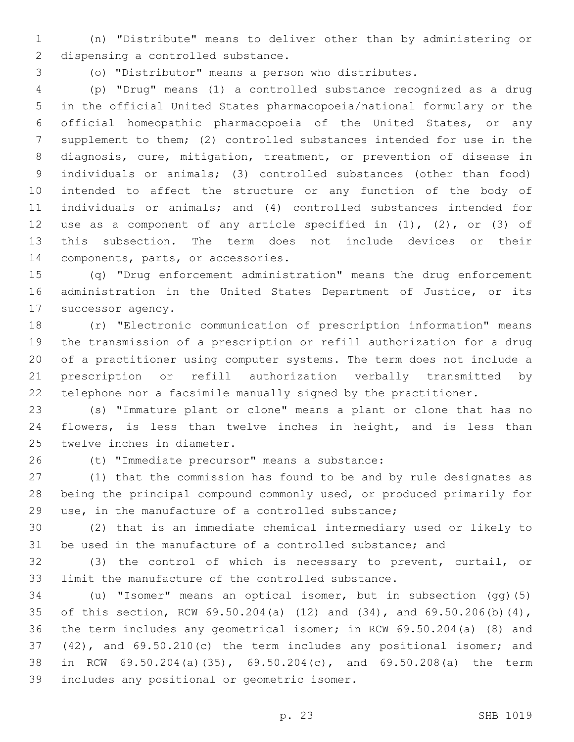(n) "Distribute" means to deliver other than by administering or dispensing a controlled substance.

(o) "Distributor" means a person who distributes.

(p) "Drug" means (1) a controlled substance recognized as a drug in the official United States pharmacopoeia/national formulary or the official homeopathic pharmacopoeia of the United States, or any supplement to them; (2) controlled substances intended for use in the diagnosis, cure, mitigation, treatment, or prevention of disease in individuals or animals; (3) controlled substances (other than food) intended to affect the structure or any function of the body of individuals or animals; and (4) controlled substances intended for use as a component of any article specified in (1), (2), or (3) of this subsection. The term does not include devices or their components, parts, or accessories.

(q) "Drug enforcement administration" means the drug enforcement administration in the United States Department of Justice, or its successor agency.

(r) "Electronic communication of prescription information" means the transmission of a prescription or refill authorization for a drug of a practitioner using computer systems. The term does not include a prescription or refill authorization verbally transmitted by telephone nor a facsimile manually signed by the practitioner.

(s) "Immature plant or clone" means a plant or clone that has no flowers, is less than twelve inches in height, and is less than twelve inches in diameter.

(t) "Immediate precursor" means a substance:

(1) that the commission has found to be and by rule designates as being the principal compound commonly used, or produced primarily for use, in the manufacture of a controlled substance;

(2) that is an immediate chemical intermediary used or likely to be used in the manufacture of a controlled substance; and

(3) the control of which is necessary to prevent, curtail, or limit the manufacture of the controlled substance.

(u) "Isomer" means an optical isomer, but in subsection (gg)(5) of this section, RCW 69.50.204(a) (12) and (34), and 69.50.206(b)(4), the term includes any geometrical isomer; in RCW 69.50.204(a) (8) and (42), and 69.50.210(c) the term includes any positional isomer; and in RCW 69.50.204(a)(35), 69.50.204(c), and 69.50.208(a) the term includes any positional or geometric isomer.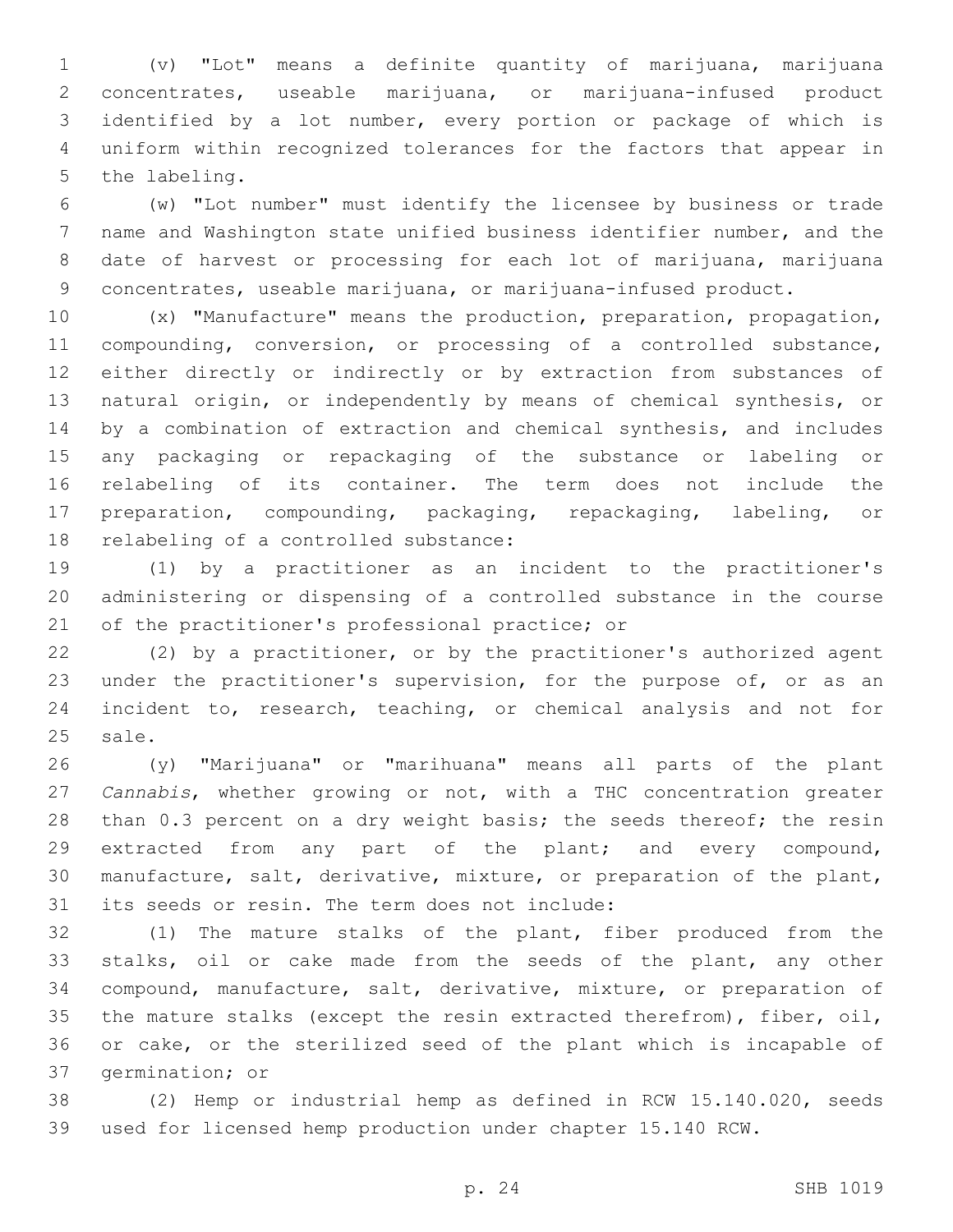(v) "Lot" means a definite quantity of marijuana, marijuana concentrates, useable marijuana, or marijuana-infused product identified by a lot number, every portion or package of which is uniform within recognized tolerances for the factors that appear in the labeling.

(w) "Lot number" must identify the licensee by business or trade name and Washington state unified business identifier number, and the date of harvest or processing for each lot of marijuana, marijuana concentrates, useable marijuana, or marijuana-infused product.

(x) "Manufacture" means the production, preparation, propagation, compounding, conversion, or processing of a controlled substance, either directly or indirectly or by extraction from substances of natural origin, or independently by means of chemical synthesis, or by a combination of extraction and chemical synthesis, and includes any packaging or repackaging of the substance or labeling or relabeling of its container. The term does not include the preparation, compounding, packaging, repackaging, labeling, or relabeling of a controlled substance:

(1) by a practitioner as an incident to the practitioner's administering or dispensing of a controlled substance in the course of the practitioner's professional practice; or

(2) by a practitioner, or by the practitioner's authorized agent under the practitioner's supervision, for the purpose of, or as an incident to, research, teaching, or chemical analysis and not for sale.

(y) "Marijuana" or "marihuana" means all parts of the plant *Cannabis*, whether growing or not, with a THC concentration greater than 0.3 percent on a dry weight basis; the seeds thereof; the resin extracted from any part of the plant; and every compound, manufacture, salt, derivative, mixture, or preparation of the plant, its seeds or resin. The term does not include:

(1) The mature stalks of the plant, fiber produced from the stalks, oil or cake made from the seeds of the plant, any other compound, manufacture, salt, derivative, mixture, or preparation of the mature stalks (except the resin extracted therefrom), fiber, oil, or cake, or the sterilized seed of the plant which is incapable of germination; or

(2) Hemp or industrial hemp as defined in RCW 15.140.020, seeds used for licensed hemp production under chapter 15.140 RCW.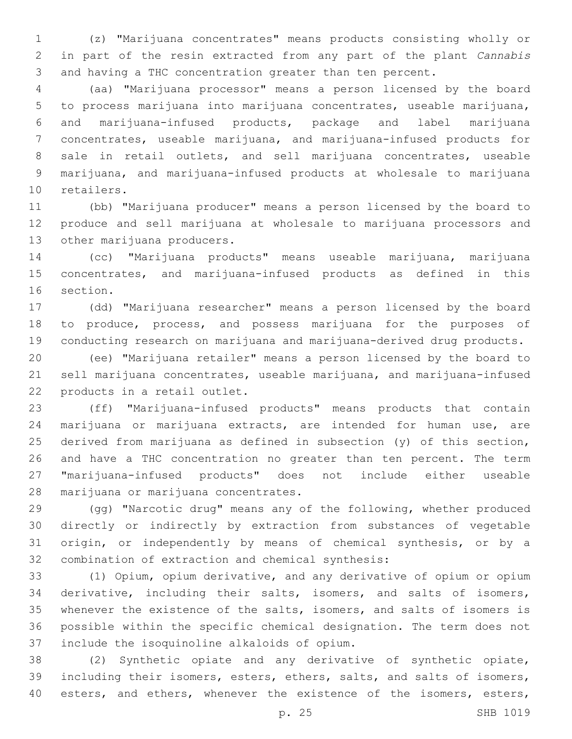(z) "Marijuana concentrates" means products consisting wholly or in part of the resin extracted from any part of the plant *Cannabis* and having a THC concentration greater than ten percent.

(aa) "Marijuana processor" means a person licensed by the board to process marijuana into marijuana concentrates, useable marijuana, and marijuana-infused products, package and label marijuana concentrates, useable marijuana, and marijuana-infused products for sale in retail outlets, and sell marijuana concentrates, useable marijuana, and marijuana-infused products at wholesale to marijuana retailers.

(bb) "Marijuana producer" means a person licensed by the board to produce and sell marijuana at wholesale to marijuana processors and other marijuana producers.

(cc) "Marijuana products" means useable marijuana, marijuana concentrates, and marijuana-infused products as defined in this section.

(dd) "Marijuana researcher" means a person licensed by the board to produce, process, and possess marijuana for the purposes of conducting research on marijuana and marijuana-derived drug products.

(ee) "Marijuana retailer" means a person licensed by the board to sell marijuana concentrates, useable marijuana, and marijuana-infused products in a retail outlet.

(ff) "Marijuana-infused products" means products that contain marijuana or marijuana extracts, are intended for human use, are derived from marijuana as defined in subsection (y) of this section, and have a THC concentration no greater than ten percent. The term "marijuana-infused products" does not include either useable marijuana or marijuana concentrates.

(gg) "Narcotic drug" means any of the following, whether produced directly or indirectly by extraction from substances of vegetable origin, or independently by means of chemical synthesis, or by a combination of extraction and chemical synthesis:

(1) Opium, opium derivative, and any derivative of opium or opium derivative, including their salts, isomers, and salts of isomers, whenever the existence of the salts, isomers, and salts of isomers is possible within the specific chemical designation. The term does not include the isoquinoline alkaloids of opium.

(2) Synthetic opiate and any derivative of synthetic opiate, including their isomers, esters, ethers, salts, and salts of isomers, esters, and ethers, whenever the existence of the isomers, esters,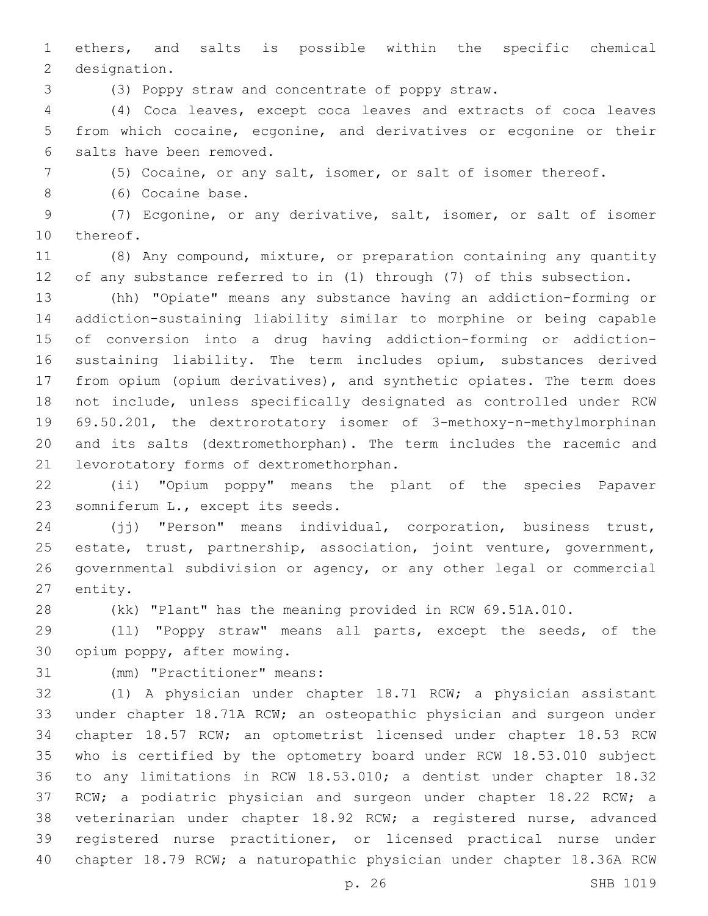ethers, and salts is possible within the specific chemical designation.

(3) Poppy straw and concentrate of poppy straw.

(4) Coca leaves, except coca leaves and extracts of coca leaves from which cocaine, ecgonine, and derivatives or ecgonine or their salts have been removed.

(5) Cocaine, or any salt, isomer, or salt of isomer thereof.

(6) Cocaine base.

(7) Ecgonine, or any derivative, salt, isomer, or salt of isomer thereof.

(8) Any compound, mixture, or preparation containing any quantity of any substance referred to in (1) through (7) of this subsection.

(hh) "Opiate" means any substance having an addiction-forming or addiction-sustaining liability similar to morphine or being capable of conversion into a drug having addiction-forming or addiction-sustaining liability. The term includes opium, substances derived from opium (opium derivatives), and synthetic opiates. The term does not include, unless specifically designated as controlled under RCW 69.50.201, the dextrorotatory isomer of 3-methoxy-n-methylmorphinan and its salts (dextromethorphan). The term includes the racemic and levorotatory forms of dextromethorphan.

(ii) "Opium poppy" means the plant of the species Papaver somniferum L., except its seeds.

(jj) "Person" means individual, corporation, business trust, estate, trust, partnership, association, joint venture, government, governmental subdivision or agency, or any other legal or commercial entity.

(kk) "Plant" has the meaning provided in RCW 69.51A.010.

(ll) "Poppy straw" means all parts, except the seeds, of the opium poppy, after mowing.

(mm) "Practitioner" means:

(1) A physician under chapter 18.71 RCW; a physician assistant under chapter 18.71A RCW; an osteopathic physician and surgeon under chapter 18.57 RCW; an optometrist licensed under chapter 18.53 RCW who is certified by the optometry board under RCW 18.53.010 subject to any limitations in RCW 18.53.010; a dentist under chapter 18.32 RCW; a podiatric physician and surgeon under chapter 18.22 RCW; a veterinarian under chapter 18.92 RCW; a registered nurse, advanced registered nurse practitioner, or licensed practical nurse under chapter 18.79 RCW; a naturopathic physician under chapter 18.36A RCW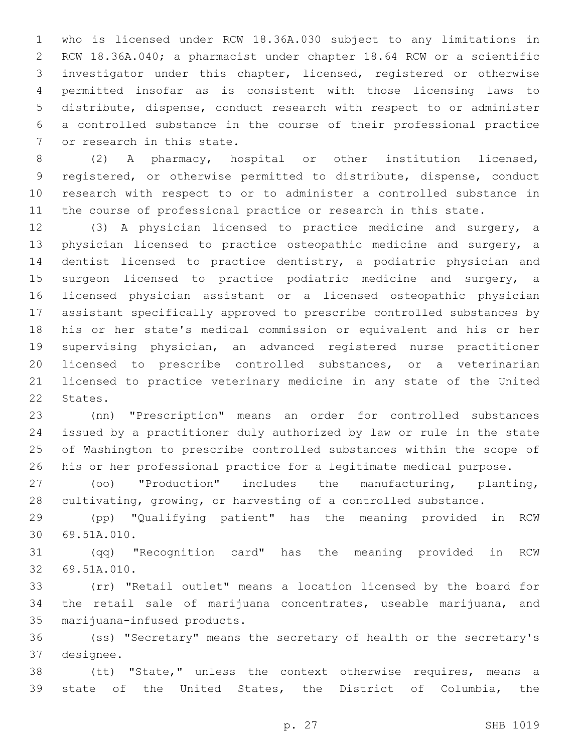who is licensed under RCW 18.36A.030 subject to any limitations in RCW 18.36A.040; a pharmacist under chapter 18.64 RCW or a scientific investigator under this chapter, licensed, registered or otherwise permitted insofar as is consistent with those licensing laws to distribute, dispense, conduct research with respect to or administer a controlled substance in the course of their professional practice or research in this state.

(2) A pharmacy, hospital or other institution licensed, registered, or otherwise permitted to distribute, dispense, conduct research with respect to or to administer a controlled substance in the course of professional practice or research in this state.

(3) A physician licensed to practice medicine and surgery, a physician licensed to practice osteopathic medicine and surgery, a dentist licensed to practice dentistry, a podiatric physician and surgeon licensed to practice podiatric medicine and surgery, a licensed physician assistant or a licensed osteopathic physician assistant specifically approved to prescribe controlled substances by his or her state's medical commission or equivalent and his or her supervising physician, an advanced registered nurse practitioner licensed to prescribe controlled substances, or a veterinarian licensed to practice veterinary medicine in any state of the United States.

(nn) "Prescription" means an order for controlled substances issued by a practitioner duly authorized by law or rule in the state of Washington to prescribe controlled substances within the scope of his or her professional practice for a legitimate medical purpose.

(oo) "Production" includes the manufacturing, planting, cultivating, growing, or harvesting of a controlled substance.

(pp) "Qualifying patient" has the meaning provided in RCW 69.51A.010.

(qq) "Recognition card" has the meaning provided in RCW 69.51A.010.

(rr) "Retail outlet" means a location licensed by the board for the retail sale of marijuana concentrates, useable marijuana, and marijuana-infused products.

(ss) "Secretary" means the secretary of health or the secretary's designee.

(tt) "State," unless the context otherwise requires, means a state of the United States, the District of Columbia, the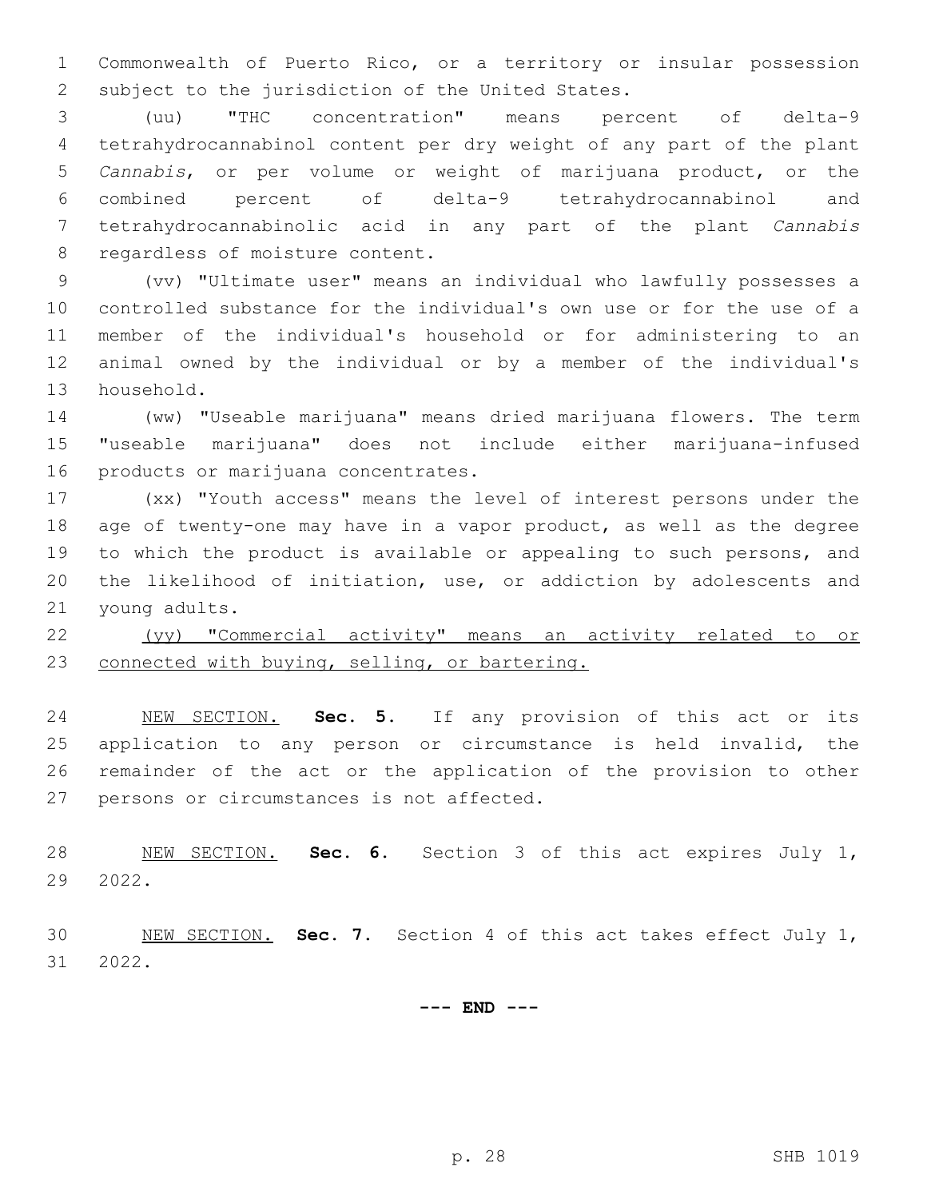Commonwealth of Puerto Rico, or a territory or insular possession subject to the jurisdiction of the United States.

(uu) "THC concentration" means percent of delta-9 tetrahydrocannabinol content per dry weight of any part of the plant *Cannabis*, or per volume or weight of marijuana product, or the combined percent of delta-9 tetrahydrocannabinol and tetrahydrocannabinolic acid in any part of the plant *Cannabis* regardless of moisture content.

(vv) "Ultimate user" means an individual who lawfully possesses a controlled substance for the individual's own use or for the use of a member of the individual's household or for administering to an animal owned by the individual or by a member of the individual's household.

(ww) "Useable marijuana" means dried marijuana flowers. The term "useable marijuana" does not include either marijuana-infused products or marijuana concentrates.

(xx) "Youth access" means the level of interest persons under the age of twenty-one may have in a vapor product, as well as the degree to which the product is available or appealing to such persons, and the likelihood of initiation, use, or addiction by adolescents and young adults.

<u>(yy) "Commercial activity" means an activity related to or connected with buying, selling, or bartering.</u>

<u>NEW SECTION.</u> **Sec. 5.** If any provision of this act or its application to any person or circumstance is held invalid, the remainder of the act or the application of the provision to other persons or circumstances is not affected.

<u>NEW SECTION.</u> **Sec. 6.** Section 3 of this act expires July 1, 2022.

<u>NEW SECTION.</u> **Sec. 7.** Section 4 of this act takes effect July 1, 2022.

**--- END ---**